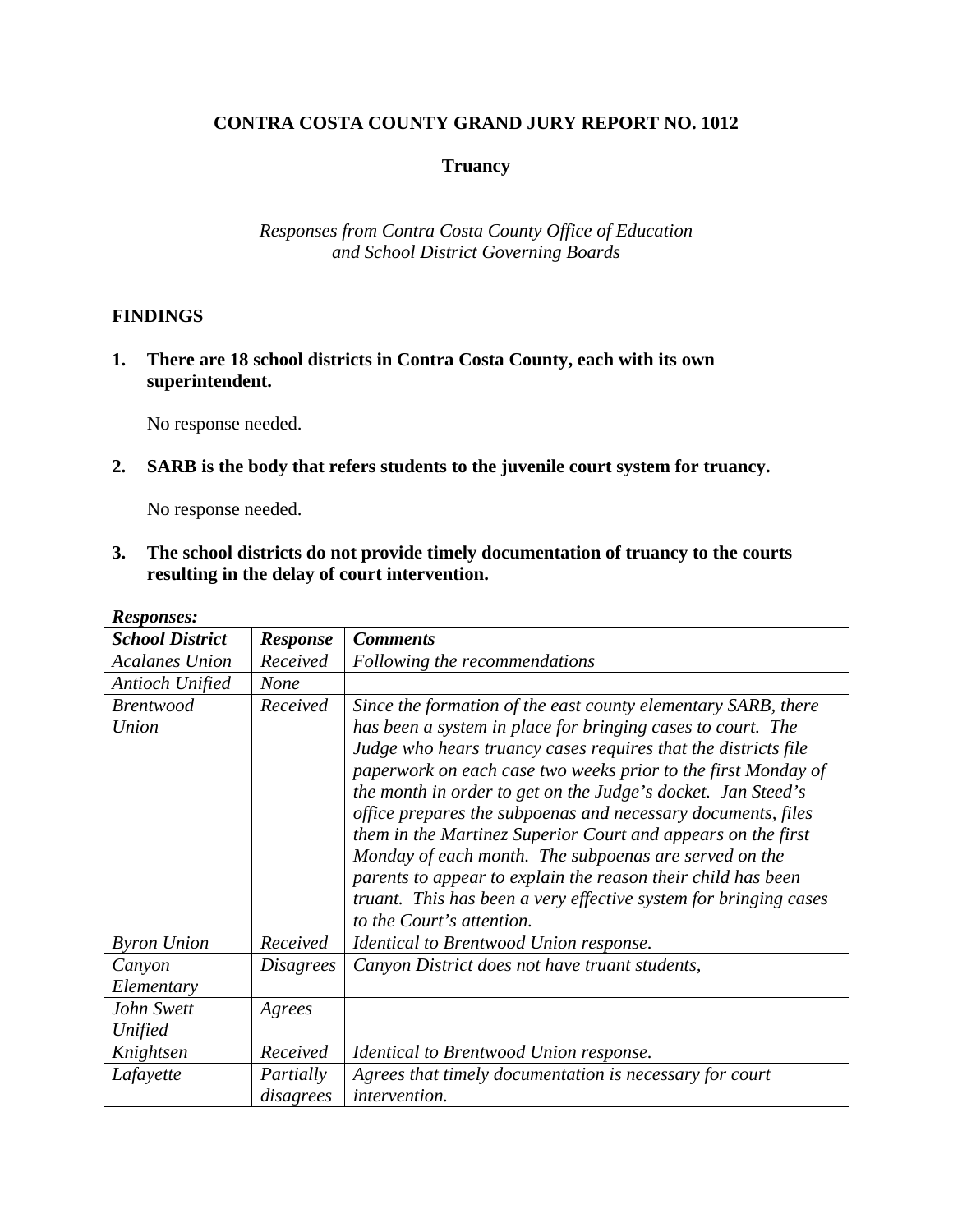# CONTRA COSTA COUNTY GRAND JURY REPORT NO. 1012

## Truancy

*Responses from Contra Costa County Office of Education and School District Governing Boards*

## FINDINGS

**1. There are 18 school districts in Contra Costa County, each with its own superintendent.**

No response needed.

**2. SARB is the body that refers students to the juvenile court system for truancy.**

No response needed.

**3. The school districts do not provide timely documentation of truancy to the courts resulting in the delay of court intervention.**

***Responses:***

| *School District* | *Response* | *Comments* |
|---|---|---|
| *Acalanes Union* | *Received* | *Following the recommendations* |
| *Antioch Unified* | *None* | |
| *Brentwood Union* | *Received* | *Since the formation of the east county elementary SARB, there has been a system in place for bringing cases to court. The Judge who hears truancy cases requires that the districts file paperwork on each case two weeks prior to the first Monday of the month in order to get on the Judge's docket. Jan Steed's office prepares the subpoenas and necessary documents, files them in the Martinez Superior Court and appears on the first Monday of each month. The subpoenas are served on the parents to appear to explain the reason their child has been truant. This has been a very effective system for bringing cases to the Court's attention.* |
| *Byron Union* | *Received* | *Identical to Brentwood Union response.* |
| *Canyon Elementary* | *Disagrees* | *Canyon District does not have truant students,* |
| *John Swett Unified* | *Agrees* | |
| *Knightsen* | *Received* | *Identical to Brentwood Union response.* |
| *Lafayette* | *Partially disagrees* | *Agrees that timely documentation is necessary for court intervention.* |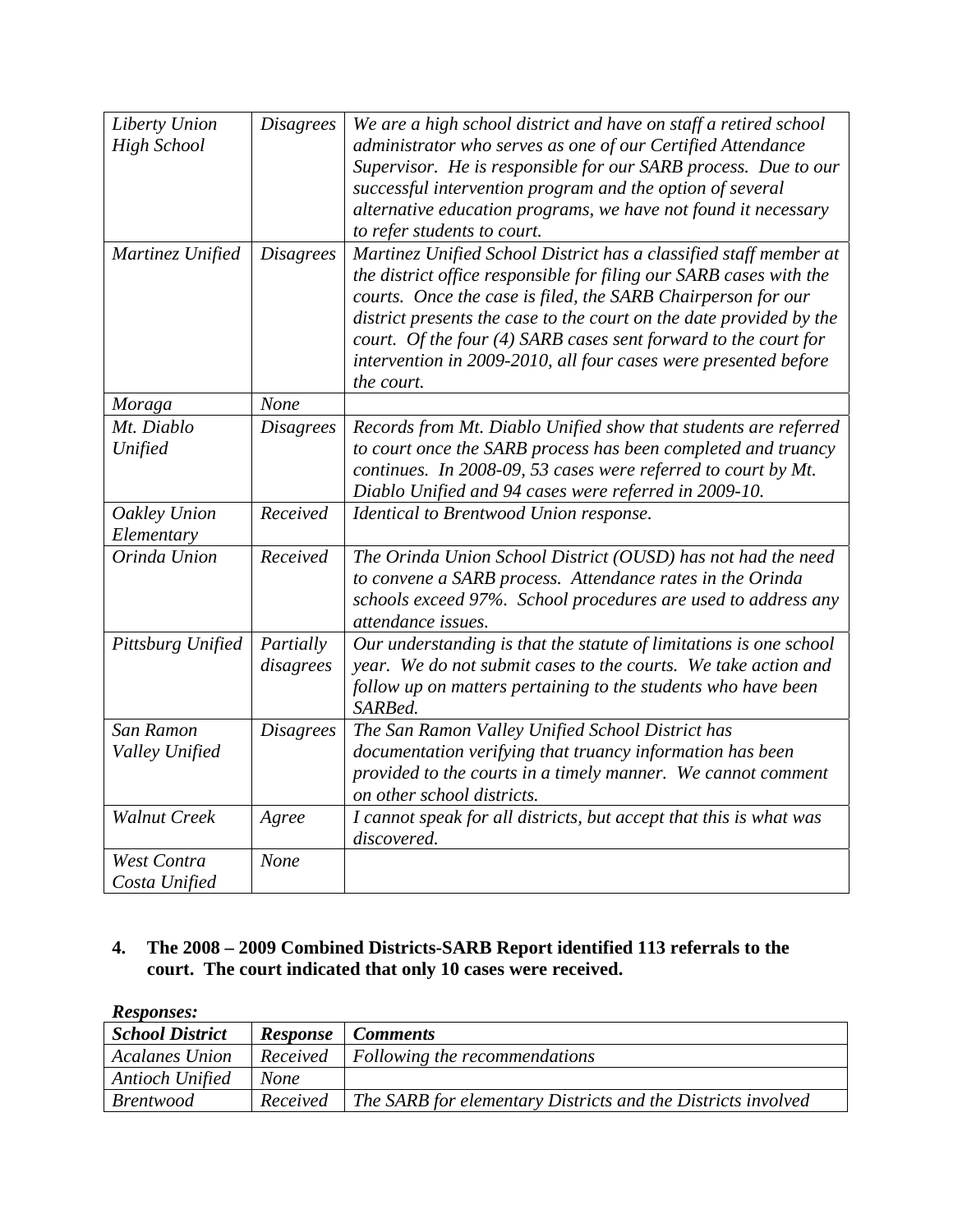| | | |
|---|---|---|
| *Liberty Union High School* | *Disagrees* | *We are a high school district and have on staff a retired school administrator who serves as one of our Certified Attendance Supervisor. He is responsible for our SARB process. Due to our successful intervention program and the option of several alternative education programs, we have not found it necessary to refer students to court.* |
| *Martinez Unified* | *Disagrees* | *Martinez Unified School District has a classified staff member at the district office responsible for filing our SARB cases with the courts. Once the case is filed, the SARB Chairperson for our district presents the case to the court on the date provided by the court. Of the four (4) SARB cases sent forward to the court for intervention in 2009-2010, all four cases were presented before the court.* |
| *Moraga* | *None* | |
| *Mt. Diablo Unified* | *Disagrees* | *Records from Mt. Diablo Unified show that students are referred to court once the SARB process has been completed and truancy continues. In 2008-09, 53 cases were referred to court by Mt. Diablo Unified and 94 cases were referred in 2009-10.* |
| *Oakley Union Elementary* | *Received* | *Identical to Brentwood Union response.* |
| *Orinda Union* | *Received* | *The Orinda Union School District (OUSD) has not had the need to convene a SARB process. Attendance rates in the Orinda schools exceed 97%. School procedures are used to address any attendance issues.* |
| *Pittsburg Unified* | *Partially disagrees* | *Our understanding is that the statute of limitations is one school year. We do not submit cases to the courts. We take action and follow up on matters pertaining to the students who have been SARBed.* |
| *San Ramon Valley Unified* | *Disagrees* | *The San Ramon Valley Unified School District has documentation verifying that truancy information has been provided to the courts in a timely manner. We cannot comment on other school districts.* |
| *Walnut Creek* | *Agree* | *I cannot speak for all districts, but accept that this is what was discovered.* |
| *West Contra Costa Unified* | *None* | |

**4. The 2008 – 2009 Combined Districts-SARB Report identified 113 referrals to the court. The court indicated that only 10 cases were received.**

***Responses:***

| ***School District*** | ***Response*** | ***Comments*** |
|---|---|---|
| *Acalanes Union* | *Received* | *Following the recommendations* |
| *Antioch Unified* | *None* | |
| *Brentwood* | *Received* | *The SARB for elementary Districts and the Districts involved* |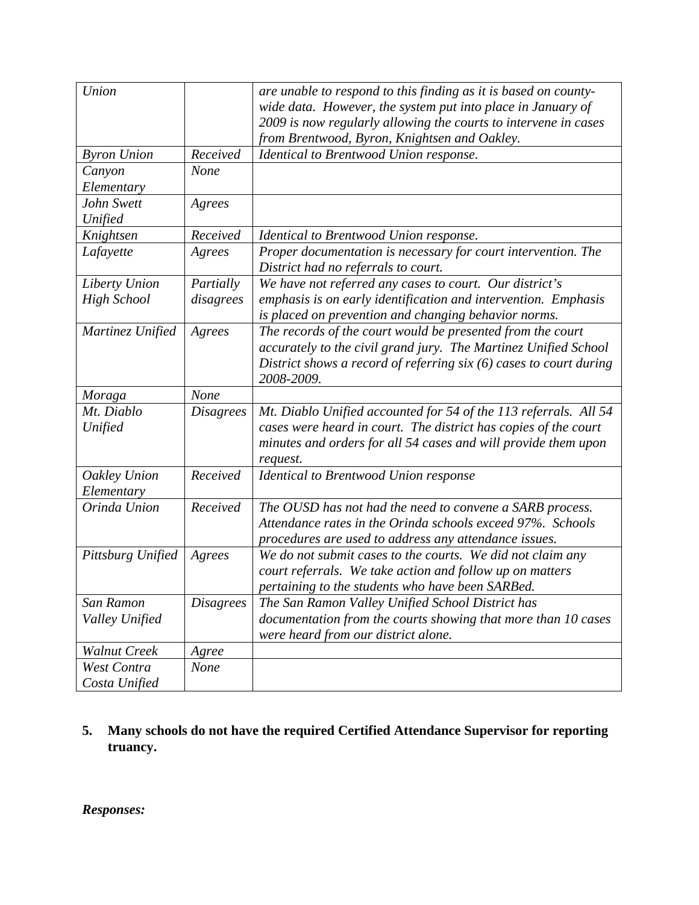| | | |
|---|---|---|
| *Union* | | *are unable to respond to this finding as it is based on county-wide data. However, the system put into place in January of 2009 is now regularly allowing the courts to intervene in cases from Brentwood, Byron, Knightsen and Oakley.* |
| *Byron Union* | *Received* | *Identical to Brentwood Union response.* |
| *Canyon Elementary* | *None* | |
| *John Swett Unified* | *Agrees* | |
| *Knightsen* | *Received* | *Identical to Brentwood Union response.* |
| *Lafayette* | *Agrees* | *Proper documentation is necessary for court intervention. The District had no referrals to court.* |
| *Liberty Union High School* | *Partially disagrees* | *We have not referred any cases to court. Our district's emphasis is on early identification and intervention. Emphasis is placed on prevention and changing behavior norms.* |
| *Martinez Unified* | *Agrees* | *The records of the court would be presented from the court accurately to the civil grand jury. The Martinez Unified School District shows a record of referring six (6) cases to court during 2008-2009.* |
| *Moraga* | *None* | |
| *Mt. Diablo Unified* | *Disagrees* | *Mt. Diablo Unified accounted for 54 of the 113 referrals. All 54 cases were heard in court. The district has copies of the court minutes and orders for all 54 cases and will provide them upon request.* |
| *Oakley Union Elementary* | *Received* | *Identical to Brentwood Union response* |
| *Orinda Union* | *Received* | *The OUSD has not had the need to convene a SARB process. Attendance rates in the Orinda schools exceed 97%. Schools procedures are used to address any attendance issues.* |
| *Pittsburg Unified* | *Agrees* | *We do not submit cases to the courts. We did not claim any court referrals. We take action and follow up on matters pertaining to the students who have been SARBed.* |
| *San Ramon Valley Unified* | *Disagrees* | *The San Ramon Valley Unified School District has documentation from the courts showing that more than 10 cases were heard from our district alone.* |
| *Walnut Creek* | *Agree* | |
| *West Contra Costa Unified* | *None* | |

**5. Many schools do not have the required Certified Attendance Supervisor for reporting truancy.**

***Responses:***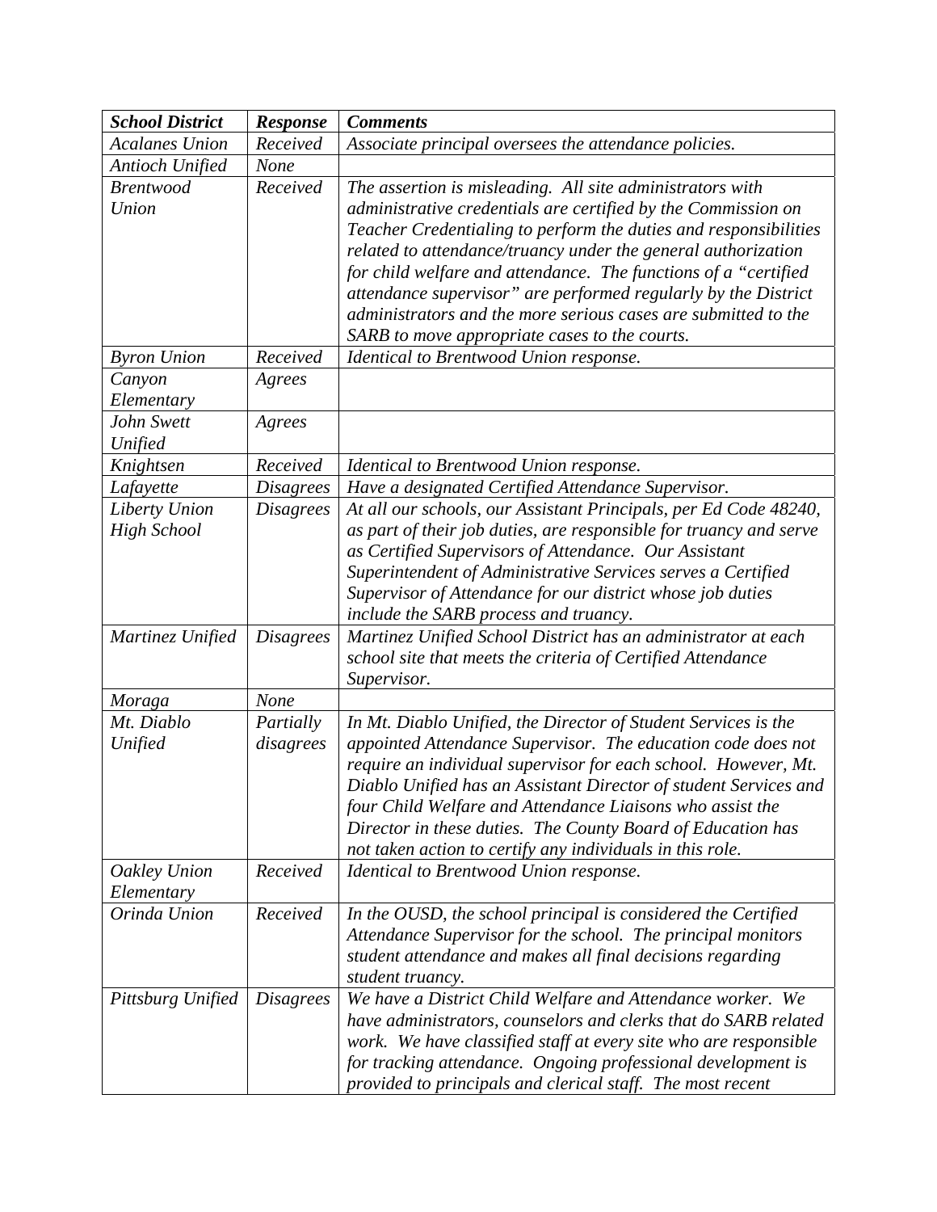| ***School District*** | ***Response*** | ***Comments*** |
|---|---|---|
| *Acalanes Union* | *Received* | *Associate principal oversees the attendance policies.* |
| *Antioch Unified* | *None* | |
| *Brentwood Union* | *Received* | *The assertion is misleading. All site administrators with administrative credentials are certified by the Commission on Teacher Credentialing to perform the duties and responsibilities related to attendance/truancy under the general authorization for child welfare and attendance. The functions of a "certified attendance supervisor" are performed regularly by the District administrators and the more serious cases are submitted to the SARB to move appropriate cases to the courts.* |
| *Byron Union* | *Received* | *Identical to Brentwood Union response.* |
| *Canyon Elementary* | *Agrees* | |
| *John Swett Unified* | *Agrees* | |
| *Knightsen* | *Received* | *Identical to Brentwood Union response.* |
| *Lafayette* | *Disagrees* | *Have a designated Certified Attendance Supervisor.* |
| *Liberty Union High School* | *Disagrees* | *At all our schools, our Assistant Principals, per Ed Code 48240, as part of their job duties, are responsible for truancy and serve as Certified Supervisors of Attendance. Our Assistant Superintendent of Administrative Services serves a Certified Supervisor of Attendance for our district whose job duties include the SARB process and truancy.* |
| *Martinez Unified* | *Disagrees* | *Martinez Unified School District has an administrator at each school site that meets the criteria of Certified Attendance Supervisor.* |
| *Moraga* | *None* | |
| *Mt. Diablo Unified* | *Partially disagrees* | *In Mt. Diablo Unified, the Director of Student Services is the appointed Attendance Supervisor. The education code does not require an individual supervisor for each school. However, Mt. Diablo Unified has an Assistant Director of student Services and four Child Welfare and Attendance Liaisons who assist the Director in these duties. The County Board of Education has not taken action to certify any individuals in this role.* |
| *Oakley Union Elementary* | *Received* | *Identical to Brentwood Union response.* |
| *Orinda Union* | *Received* | *In the OUSD, the school principal is considered the Certified Attendance Supervisor for the school. The principal monitors student attendance and makes all final decisions regarding student truancy.* |
| *Pittsburg Unified* | *Disagrees* | *We have a District Child Welfare and Attendance worker. We have administrators, counselors and clerks that do SARB related work. We have classified staff at every site who are responsible for tracking attendance. Ongoing professional development is provided to principals and clerical staff. The most recent* |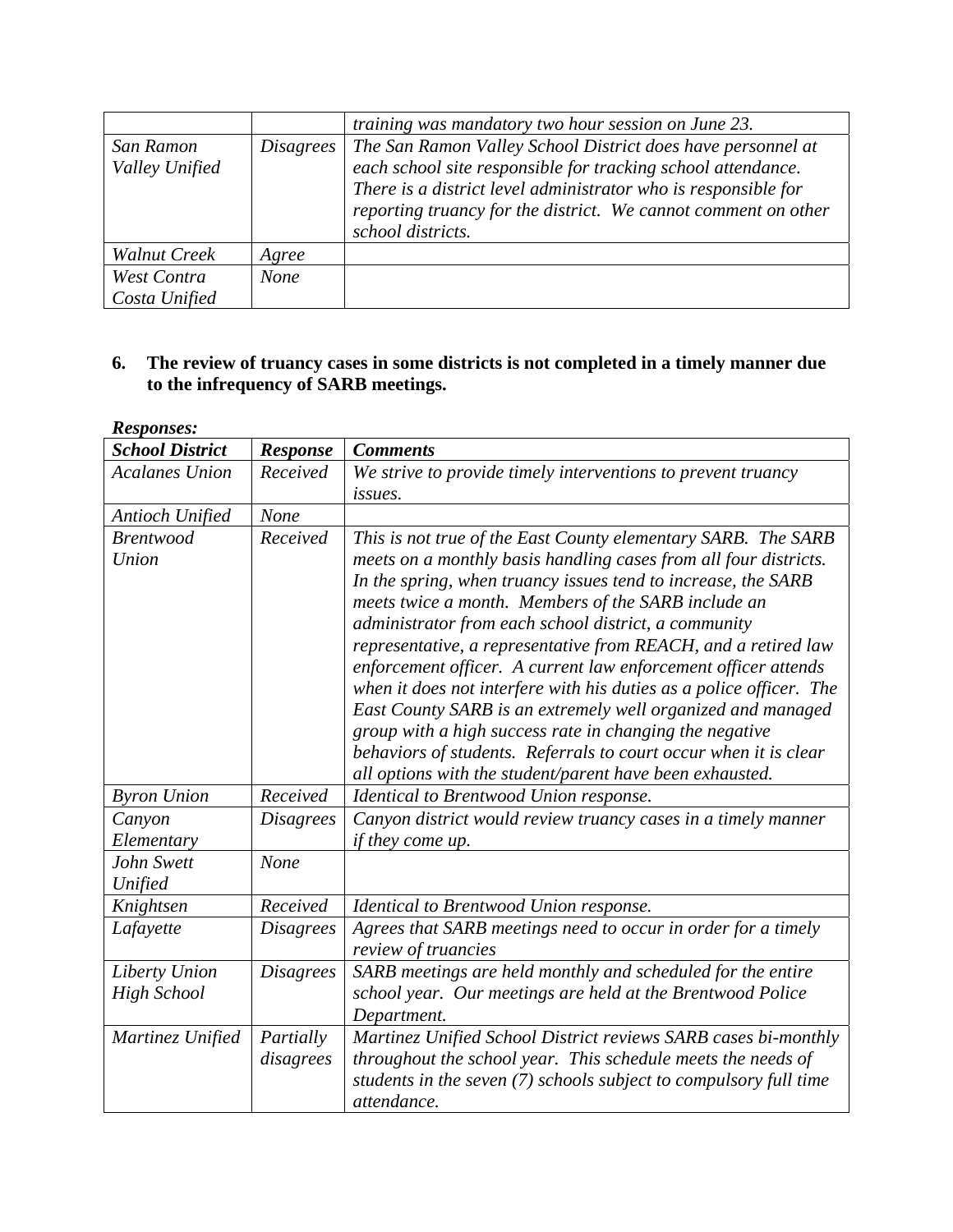| | | |
|---|---|---|
| | | *training was mandatory two hour session on June 23.* |
| *San Ramon Valley Unified* | *Disagrees* | *The San Ramon Valley School District does have personnel at each school site responsible for tracking school attendance. There is a district level administrator who is responsible for reporting truancy for the district. We cannot comment on other school districts.* |
| *Walnut Creek* | *Agree* | |
| *West Contra Costa Unified* | *None* | |

**6. The review of truancy cases in some districts is not completed in a timely manner due to the infrequency of SARB meetings.**

***Responses:***

| ***School District*** | ***Response*** | ***Comments*** |
|---|---|---|
| *Acalanes Union* | *Received* | *We strive to provide timely interventions to prevent truancy issues.* |
| *Antioch Unified* | *None* | |
| *Brentwood Union* | *Received* | *This is not true of the East County elementary SARB. The SARB meets on a monthly basis handling cases from all four districts. In the spring, when truancy issues tend to increase, the SARB meets twice a month. Members of the SARB include an administrator from each school district, a community representative, a representative from REACH, and a retired law enforcement officer. A current law enforcement officer attends when it does not interfere with his duties as a police officer. The East County SARB is an extremely well organized and managed group with a high success rate in changing the negative behaviors of students. Referrals to court occur when it is clear all options with the student/parent have been exhausted.* |
| *Byron Union* | *Received* | *Identical to Brentwood Union response.* |
| *Canyon Elementary* | *Disagrees* | *Canyon district would review truancy cases in a timely manner if they come up.* |
| *John Swett Unified* | *None* | |
| *Knightsen* | *Received* | *Identical to Brentwood Union response.* |
| *Lafayette* | *Disagrees* | *Agrees that SARB meetings need to occur in order for a timely review of truancies* |
| *Liberty Union High School* | *Disagrees* | *SARB meetings are held monthly and scheduled for the entire school year. Our meetings are held at the Brentwood Police Department.* |
| *Martinez Unified* | *Partially disagrees* | *Martinez Unified School District reviews SARB cases bi-monthly throughout the school year. This schedule meets the needs of students in the seven (7) schools subject to compulsory full time attendance.* |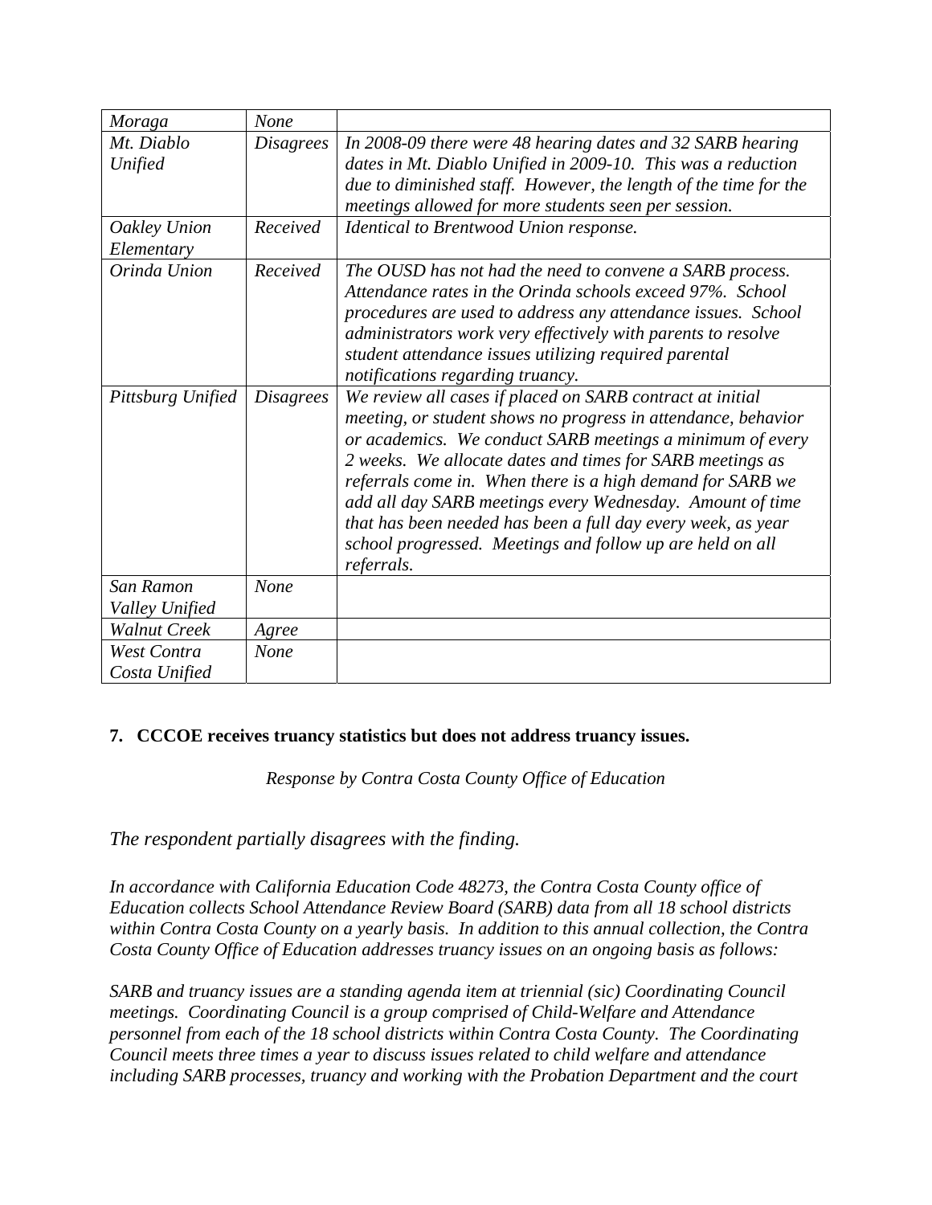| *Moraga* | *None* | |
|---|---|---|
| *Mt. Diablo Unified* | *Disagrees* | *In 2008-09 there were 48 hearing dates and 32 SARB hearing dates in Mt. Diablo Unified in 2009-10. This was a reduction due to diminished staff. However, the length of the time for the meetings allowed for more students seen per session.* |
| *Oakley Union Elementary* | *Received* | *Identical to Brentwood Union response.* |
| *Orinda Union* | *Received* | *The OUSD has not had the need to convene a SARB process. Attendance rates in the Orinda schools exceed 97%. School procedures are used to address any attendance issues. School administrators work very effectively with parents to resolve student attendance issues utilizing required parental notifications regarding truancy.* |
| *Pittsburg Unified* | *Disagrees* | *We review all cases if placed on SARB contract at initial meeting, or student shows no progress in attendance, behavior or academics. We conduct SARB meetings a minimum of every 2 weeks. We allocate dates and times for SARB meetings as referrals come in. When there is a high demand for SARB we add all day SARB meetings every Wednesday. Amount of time that has been needed has been a full day every week, as year school progressed. Meetings and follow up are held on all referrals.* |
| *San Ramon Valley Unified* | *None* | |
| *Walnut Creek* | *Agree* | |
| *West Contra Costa Unified* | *None* | |

**7. CCCOE receives truancy statistics but does not address truancy issues.**

*Response by Contra Costa County Office of Education*

*The respondent partially disagrees with the finding.*

*In accordance with California Education Code 48273, the Contra Costa County office of Education collects School Attendance Review Board (SARB) data from all 18 school districts within Contra Costa County on a yearly basis. In addition to this annual collection, the Contra Costa County Office of Education addresses truancy issues on an ongoing basis as follows:*

*SARB and truancy issues are a standing agenda item at triennial (sic) Coordinating Council meetings. Coordinating Council is a group comprised of Child-Welfare and Attendance personnel from each of the 18 school districts within Contra Costa County. The Coordinating Council meets three times a year to discuss issues related to child welfare and attendance including SARB processes, truancy and working with the Probation Department and the court*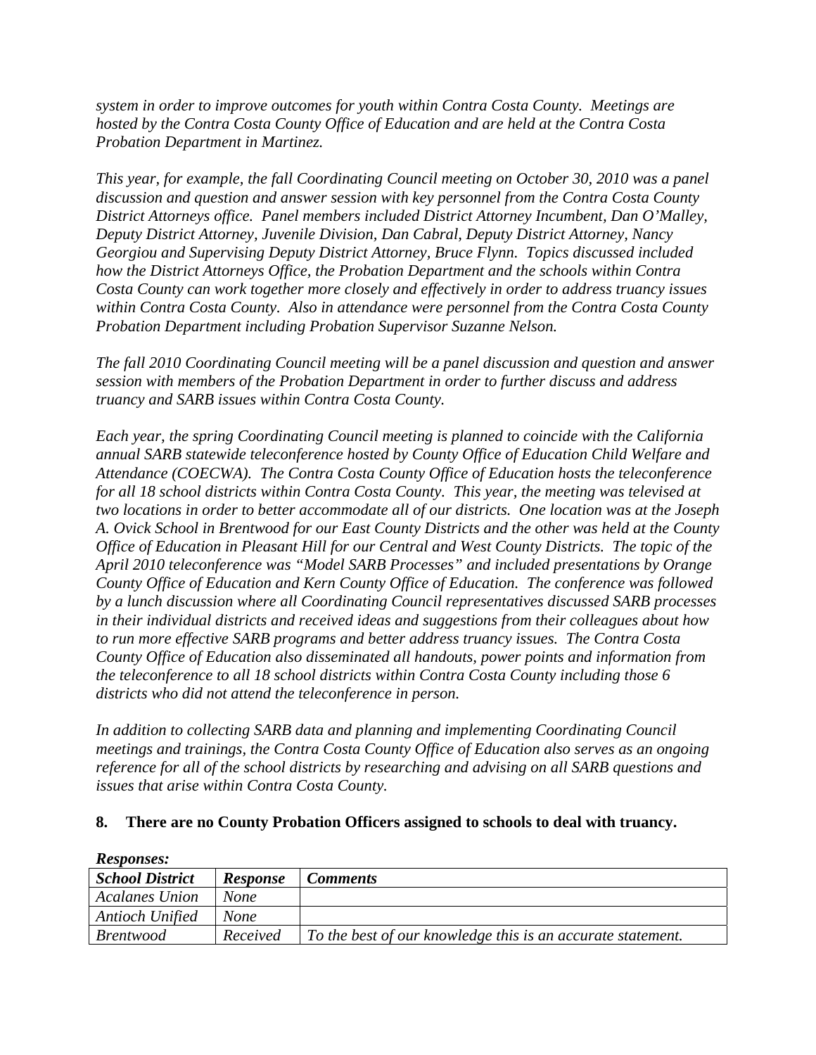*system in order to improve outcomes for youth within Contra Costa County. Meetings are hosted by the Contra Costa County Office of Education and are held at the Contra Costa Probation Department in Martinez.*

*This year, for example, the fall Coordinating Council meeting on October 30, 2010 was a panel discussion and question and answer session with key personnel from the Contra Costa County District Attorneys office. Panel members included District Attorney Incumbent, Dan O'Malley, Deputy District Attorney, Juvenile Division, Dan Cabral, Deputy District Attorney, Nancy Georgiou and Supervising Deputy District Attorney, Bruce Flynn. Topics discussed included how the District Attorneys Office, the Probation Department and the schools within Contra Costa County can work together more closely and effectively in order to address truancy issues within Contra Costa County. Also in attendance were personnel from the Contra Costa County Probation Department including Probation Supervisor Suzanne Nelson.*

*The fall 2010 Coordinating Council meeting will be a panel discussion and question and answer session with members of the Probation Department in order to further discuss and address truancy and SARB issues within Contra Costa County.*

*Each year, the spring Coordinating Council meeting is planned to coincide with the California annual SARB statewide teleconference hosted by County Office of Education Child Welfare and Attendance (COECWA). The Contra Costa County Office of Education hosts the teleconference for all 18 school districts within Contra Costa County. This year, the meeting was televised at two locations in order to better accommodate all of our districts. One location was at the Joseph A. Ovick School in Brentwood for our East County Districts and the other was held at the County Office of Education in Pleasant Hill for our Central and West County Districts. The topic of the April 2010 teleconference was "Model SARB Processes" and included presentations by Orange County Office of Education and Kern County Office of Education. The conference was followed by a lunch discussion where all Coordinating Council representatives discussed SARB processes in their individual districts and received ideas and suggestions from their colleagues about how to run more effective SARB programs and better address truancy issues. The Contra Costa County Office of Education also disseminated all handouts, power points and information from the teleconference to all 18 school districts within Contra Costa County including those 6 districts who did not attend the teleconference in person.*

*In addition to collecting SARB data and planning and implementing Coordinating Council meetings and trainings, the Contra Costa County Office of Education also serves as an ongoing reference for all of the school districts by researching and advising on all SARB questions and issues that arise within Contra Costa County.*

**8. There are no County Probation Officers assigned to schools to deal with truancy.**

***Responses:***

| ***School District*** | ***Response*** | ***Comments*** |
|---|---|---|
| *Acalanes Union* | *None* | |
| *Antioch Unified* | *None* | |
| *Brentwood* | *Received* | *To the best of our knowledge this is an accurate statement.* |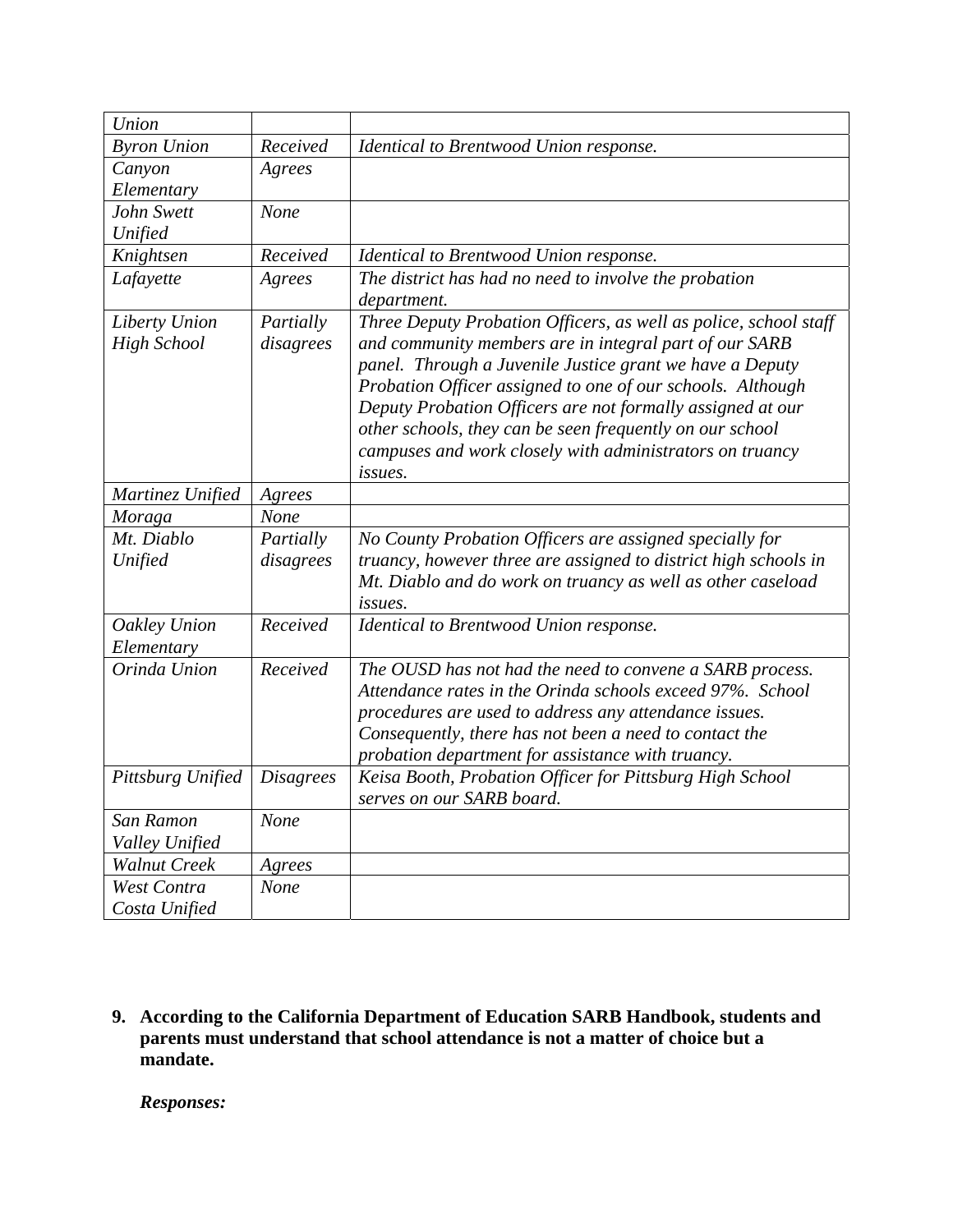| | | |
|---|---|---|
| *Union* | | |
| *Byron Union* | *Received* | *Identical to Brentwood Union response.* |
| *Canyon Elementary* | *Agrees* | |
| *John Swett Unified* | *None* | |
| *Knightsen* | *Received* | *Identical to Brentwood Union response.* |
| *Lafayette* | *Agrees* | *The district has had no need to involve the probation department.* |
| *Liberty Union High School* | *Partially disagrees* | *Three Deputy Probation Officers, as well as police, school staff and community members are in integral part of our SARB panel. Through a Juvenile Justice grant we have a Deputy Probation Officer assigned to one of our schools. Although Deputy Probation Officers are not formally assigned at our other schools, they can be seen frequently on our school campuses and work closely with administrators on truancy issues.* |
| *Martinez Unified* | *Agrees* | |
| *Moraga* | *None* | |
| *Mt. Diablo Unified* | *Partially disagrees* | *No County Probation Officers are assigned specially for truancy, however three are assigned to district high schools in Mt. Diablo and do work on truancy as well as other caseload issues.* |
| *Oakley Union Elementary* | *Received* | *Identical to Brentwood Union response.* |
| *Orinda Union* | *Received* | *The OUSD has not had the need to convene a SARB process. Attendance rates in the Orinda schools exceed 97%. School procedures are used to address any attendance issues. Consequently, there has not been a need to contact the probation department for assistance with truancy.* |
| *Pittsburg Unified* | *Disagrees* | *Keisa Booth, Probation Officer for Pittsburg High School serves on our SARB board.* |
| *San Ramon Valley Unified* | *None* | |
| *Walnut Creek* | *Agrees* | |
| *West Contra Costa Unified* | *None* | |

**9. According to the California Department of Education SARB Handbook, students and parents must understand that school attendance is not a matter of choice but a mandate.**

***Responses:***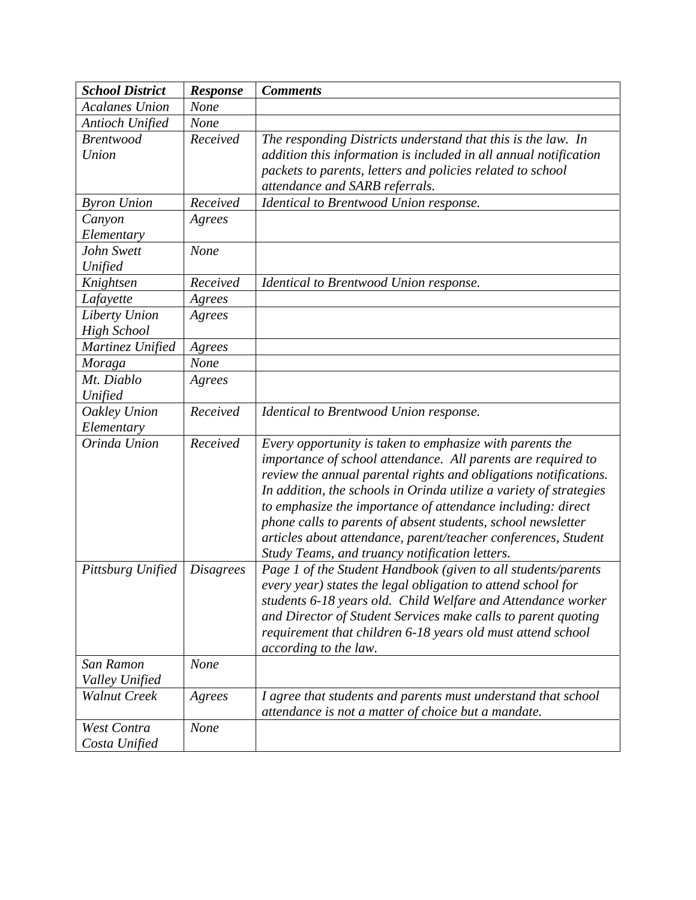| *School District* | *Response* | *Comments* |
|---|---|---|
| *Acalanes Union* | *None* | |
| *Antioch Unified* | *None* | |
| *Brentwood Union* | *Received* | *The responding Districts understand that this is the law. In addition this information is included in all annual notification packets to parents, letters and policies related to school attendance and SARB referrals.* |
| *Byron Union* | *Received* | *Identical to Brentwood Union response.* |
| *Canyon Elementary* | *Agrees* | |
| *John Swett Unified* | *None* | |
| *Knightsen* | *Received* | *Identical to Brentwood Union response.* |
| *Lafayette* | *Agrees* | |
| *Liberty Union High School* | *Agrees* | |
| *Martinez Unified* | *Agrees* | |
| *Moraga* | *None* | |
| *Mt. Diablo Unified* | *Agrees* | |
| *Oakley Union Elementary* | *Received* | *Identical to Brentwood Union response.* |
| *Orinda Union* | *Received* | *Every opportunity is taken to emphasize with parents the importance of school attendance. All parents are required to review the annual parental rights and obligations notifications. In addition, the schools in Orinda utilize a variety of strategies to emphasize the importance of attendance including: direct phone calls to parents of absent students, school newsletter articles about attendance, parent/teacher conferences, Student Study Teams, and truancy notification letters.* |
| *Pittsburg Unified* | *Disagrees* | *Page 1 of the Student Handbook (given to all students/parents every year) states the legal obligation to attend school for students 6-18 years old. Child Welfare and Attendance worker and Director of Student Services make calls to parent quoting requirement that children 6-18 years old must attend school according to the law.* |
| *San Ramon Valley Unified* | *None* | |
| *Walnut Creek* | *Agrees* | *I agree that students and parents must understand that school attendance is not a matter of choice but a mandate.* |
| *West Contra Costa Unified* | *None* | |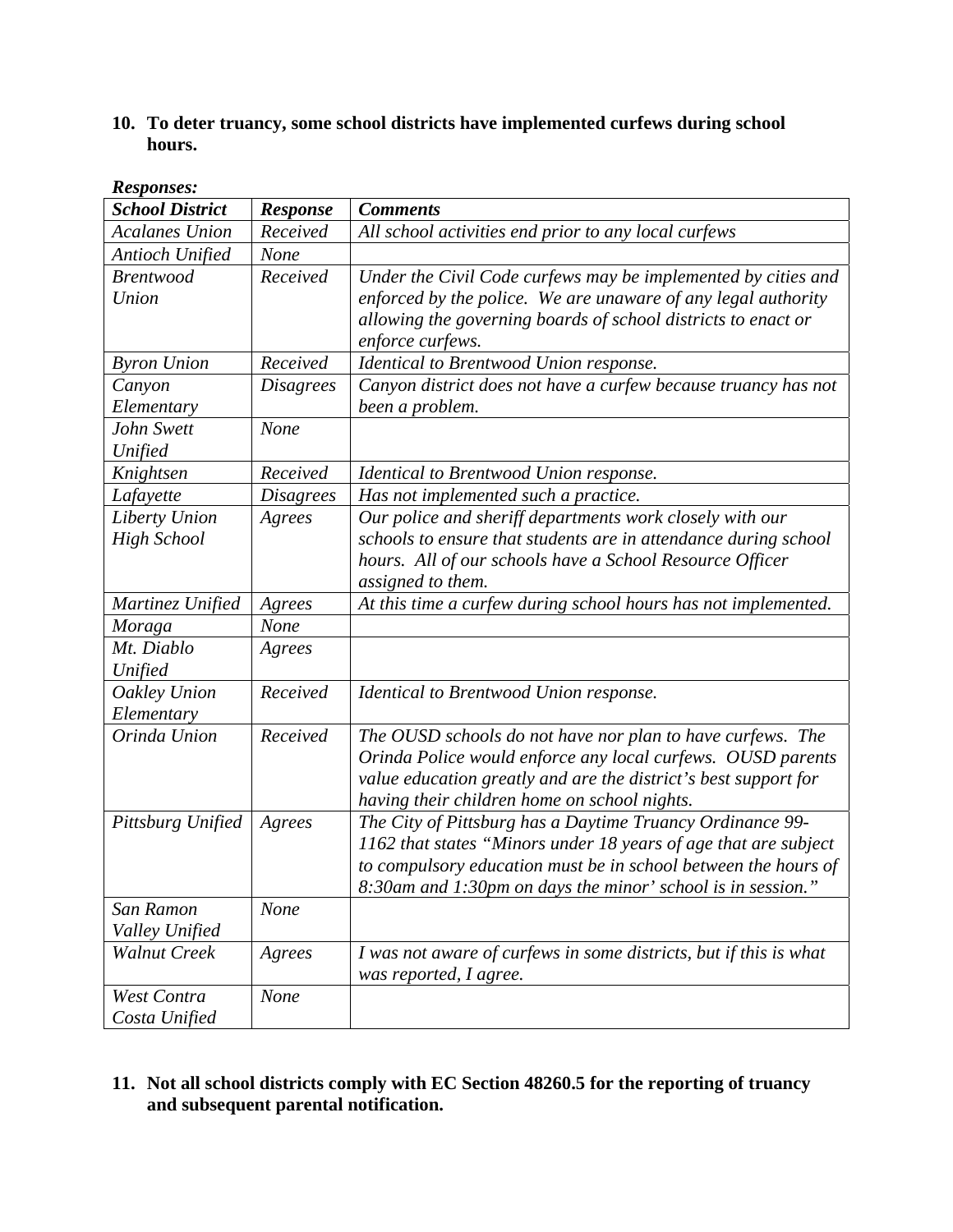**10. To deter truancy, some school districts have implemented curfews during school hours.**

***Responses:***

| *School District* | *Response* | *Comments* |
|---|---|---|
| *Acalanes Union* | *Received* | *All school activities end prior to any local curfews* |
| *Antioch Unified* | *None* | |
| *Brentwood Union* | *Received* | *Under the Civil Code curfews may be implemented by cities and enforced by the police. We are unaware of any legal authority allowing the governing boards of school districts to enact or enforce curfews.* |
| *Byron Union* | *Received* | *Identical to Brentwood Union response.* |
| *Canyon Elementary* | *Disagrees* | *Canyon district does not have a curfew because truancy has not been a problem.* |
| *John Swett Unified* | *None* | |
| *Knightsen* | *Received* | *Identical to Brentwood Union response.* |
| *Lafayette* | *Disagrees* | *Has not implemented such a practice.* |
| *Liberty Union High School* | *Agrees* | *Our police and sheriff departments work closely with our schools to ensure that students are in attendance during school hours. All of our schools have a School Resource Officer assigned to them.* |
| *Martinez Unified* | *Agrees* | *At this time a curfew during school hours has not implemented.* |
| *Moraga* | *None* | |
| *Mt. Diablo Unified* | *Agrees* | |
| *Oakley Union Elementary* | *Received* | *Identical to Brentwood Union response.* |
| *Orinda Union* | *Received* | *The OUSD schools do not have nor plan to have curfews. The Orinda Police would enforce any local curfews. OUSD parents value education greatly and are the district's best support for having their children home on school nights.* |
| *Pittsburg Unified* | *Agrees* | *The City of Pittsburg has a Daytime Truancy Ordinance 99-1162 that states "Minors under 18 years of age that are subject to compulsory education must be in school between the hours of 8:30am and 1:30pm on days the minor' school is in session."* |
| *San Ramon Valley Unified* | *None* | |
| *Walnut Creek* | *Agrees* | *I was not aware of curfews in some districts, but if this is what was reported, I agree.* |
| *West Contra Costa Unified* | *None* | |

**11. Not all school districts comply with EC Section 48260.5 for the reporting of truancy and subsequent parental notification.**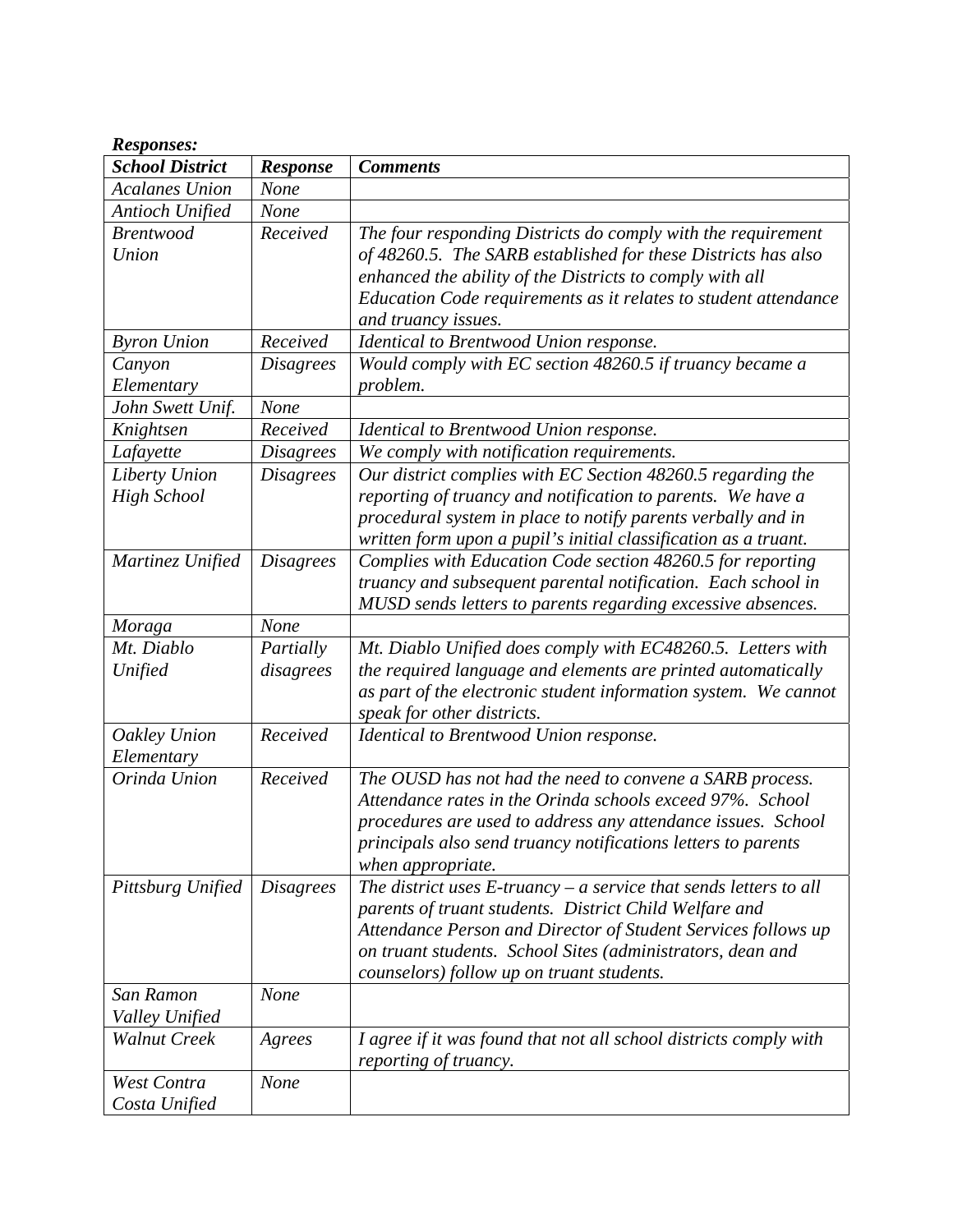***Responses:***

| ***School District*** | ***Response*** | ***Comments*** |
|---|---|---|
| *Acalanes Union* | *None* | |
| *Antioch Unified* | *None* | |
| *Brentwood Union* | *Received* | *The four responding Districts do comply with the requirement of 48260.5. The SARB established for these Districts has also enhanced the ability of the Districts to comply with all Education Code requirements as it relates to student attendance and truancy issues.* |
| *Byron Union* | *Received* | *Identical to Brentwood Union response.* |
| *Canyon Elementary* | *Disagrees* | *Would comply with EC section 48260.5 if truancy became a problem.* |
| *John Swett Unif.* | *None* | |
| *Knightsen* | *Received* | *Identical to Brentwood Union response.* |
| *Lafayette* | *Disagrees* | *We comply with notification requirements.* |
| *Liberty Union High School* | *Disagrees* | *Our district complies with EC Section 48260.5 regarding the reporting of truancy and notification to parents. We have a procedural system in place to notify parents verbally and in written form upon a pupil's initial classification as a truant.* |
| *Martinez Unified* | *Disagrees* | *Complies with Education Code section 48260.5 for reporting truancy and subsequent parental notification. Each school in MUSD sends letters to parents regarding excessive absences.* |
| *Moraga* | *None* | |
| *Mt. Diablo Unified* | *Partially disagrees* | *Mt. Diablo Unified does comply with EC48260.5. Letters with the required language and elements are printed automatically as part of the electronic student information system. We cannot speak for other districts.* |
| *Oakley Union Elementary* | *Received* | *Identical to Brentwood Union response.* |
| *Orinda Union* | *Received* | *The OUSD has not had the need to convene a SARB process. Attendance rates in the Orinda schools exceed 97%. School procedures are used to address any attendance issues. School principals also send truancy notifications letters to parents when appropriate.* |
| *Pittsburg Unified* | *Disagrees* | *The district uses E-truancy – a service that sends letters to all parents of truant students. District Child Welfare and Attendance Person and Director of Student Services follows up on truant students. School Sites (administrators, dean and counselors) follow up on truant students.* |
| *San Ramon Valley Unified* | *None* | |
| *Walnut Creek* | *Agrees* | *I agree if it was found that not all school districts comply with reporting of truancy.* |
| *West Contra Costa Unified* | *None* | |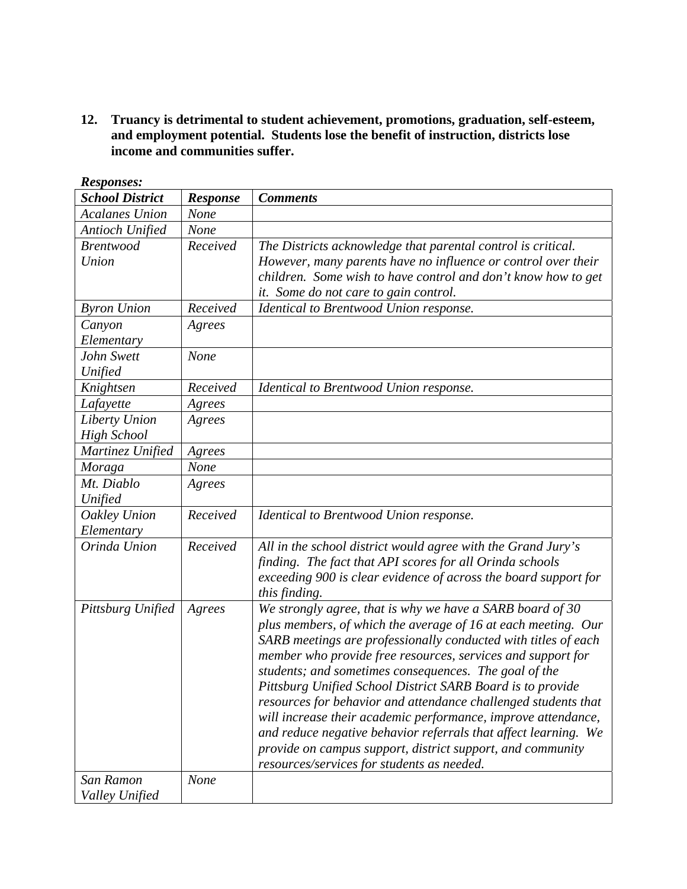**12. Truancy is detrimental to student achievement, promotions, graduation, self-esteem, and employment potential. Students lose the benefit of instruction, districts lose income and communities suffer.**

***Responses:***

| ***School District*** | ***Response*** | ***Comments*** |
|---|---|---|
| *Acalanes Union* | *None* | |
| *Antioch Unified* | *None* | |
| *Brentwood Union* | *Received* | *The Districts acknowledge that parental control is critical. However, many parents have no influence or control over their children. Some wish to have control and don't know how to get it. Some do not care to gain control.* |
| *Byron Union* | *Received* | *Identical to Brentwood Union response.* |
| *Canyon Elementary* | *Agrees* | |
| *John Swett Unified* | *None* | |
| *Knightsen* | *Received* | *Identical to Brentwood Union response.* |
| *Lafayette* | *Agrees* | |
| *Liberty Union High School* | *Agrees* | |
| *Martinez Unified* | *Agrees* | |
| *Moraga* | *None* | |
| *Mt. Diablo Unified* | *Agrees* | |
| *Oakley Union Elementary* | *Received* | *Identical to Brentwood Union response.* |
| *Orinda Union* | *Received* | *All in the school district would agree with the Grand Jury's finding. The fact that API scores for all Orinda schools exceeding 900 is clear evidence of across the board support for this finding.* |
| *Pittsburg Unified* | *Agrees* | *We strongly agree, that is why we have a SARB board of 30 plus members, of which the average of 16 at each meeting. Our SARB meetings are professionally conducted with titles of each member who provide free resources, services and support for students; and sometimes consequences. The goal of the Pittsburg Unified School District SARB Board is to provide resources for behavior and attendance challenged students that will increase their academic performance, improve attendance, and reduce negative behavior referrals that affect learning. We provide on campus support, district support, and community resources/services for students as needed.* |
| *San Ramon Valley Unified* | *None* | |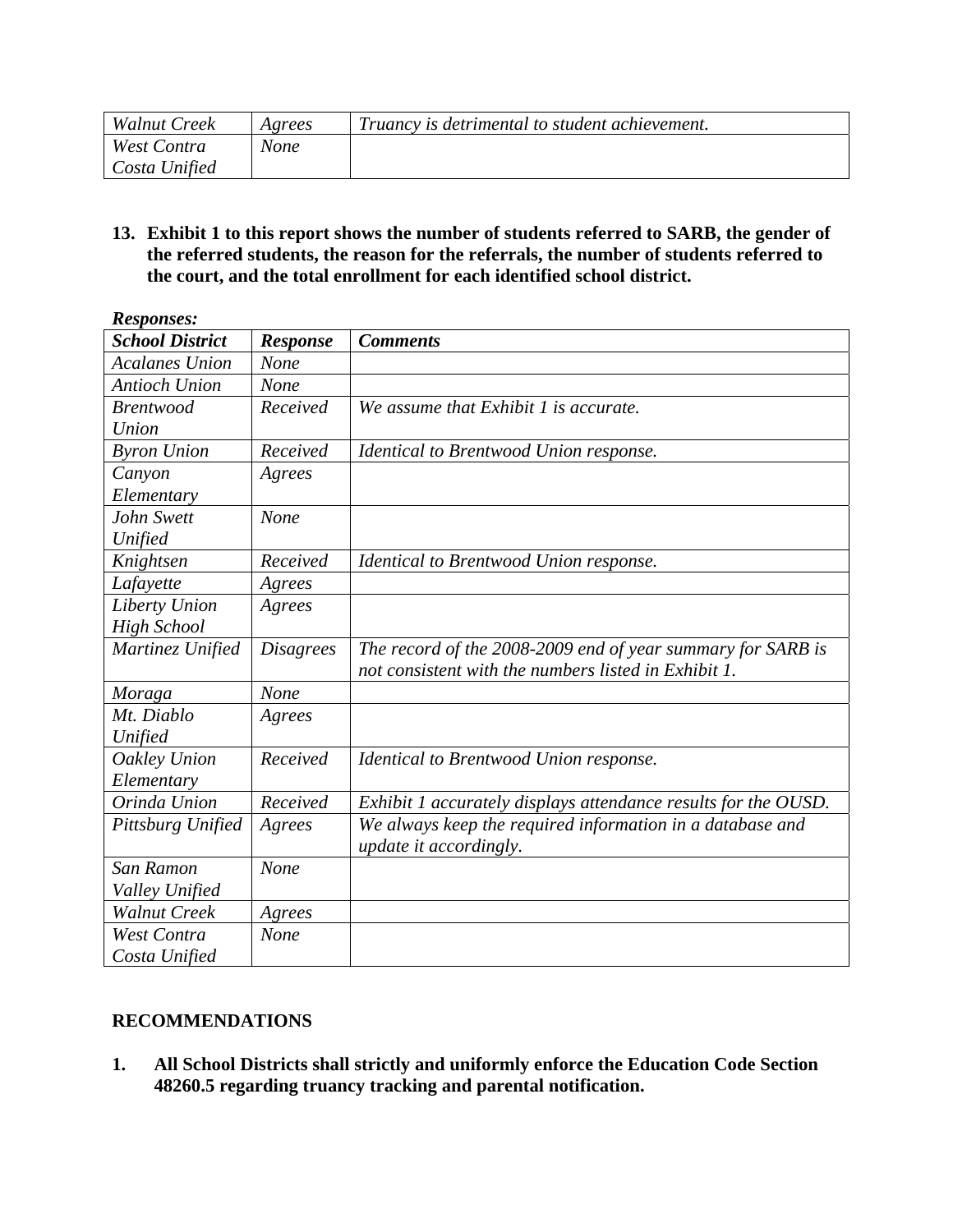| *Walnut Creek* | *Agrees* | *Truancy is detrimental to student achievement.* |
|---|---|---|
| *West Contra Costa Unified* | *None* | |

**13. Exhibit 1 to this report shows the number of students referred to SARB, the gender of the referred students, the reason for the referrals, the number of students referred to the court, and the total enrollment for each identified school district.**

***Responses:***

| ***School District*** | ***Response*** | ***Comments*** |
|---|---|---|
| *Acalanes Union* | *None* | |
| *Antioch Union* | *None* | |
| *Brentwood Union* | *Received* | *We assume that Exhibit 1 is accurate.* |
| *Byron Union* | *Received* | *Identical to Brentwood Union response.* |
| *Canyon Elementary* | *Agrees* | |
| *John Swett Unified* | *None* | |
| *Knightsen* | *Received* | *Identical to Brentwood Union response.* |
| *Lafayette* | *Agrees* | |
| *Liberty Union High School* | *Agrees* | |
| *Martinez Unified* | *Disagrees* | *The record of the 2008-2009 end of year summary for SARB is not consistent with the numbers listed in Exhibit 1.* |
| *Moraga* | *None* | |
| *Mt. Diablo Unified* | *Agrees* | |
| *Oakley Union Elementary* | *Received* | *Identical to Brentwood Union response.* |
| *Orinda Union* | *Received* | *Exhibit 1 accurately displays attendance results for the OUSD.* |
| *Pittsburg Unified* | *Agrees* | *We always keep the required information in a database and update it accordingly.* |
| *San Ramon Valley Unified* | *None* | |
| *Walnut Creek* | *Agrees* | |
| *West Contra Costa Unified* | *None* | |

## RECOMMENDATIONS

**1. All School Districts shall strictly and uniformly enforce the Education Code Section 48260.5 regarding truancy tracking and parental notification.**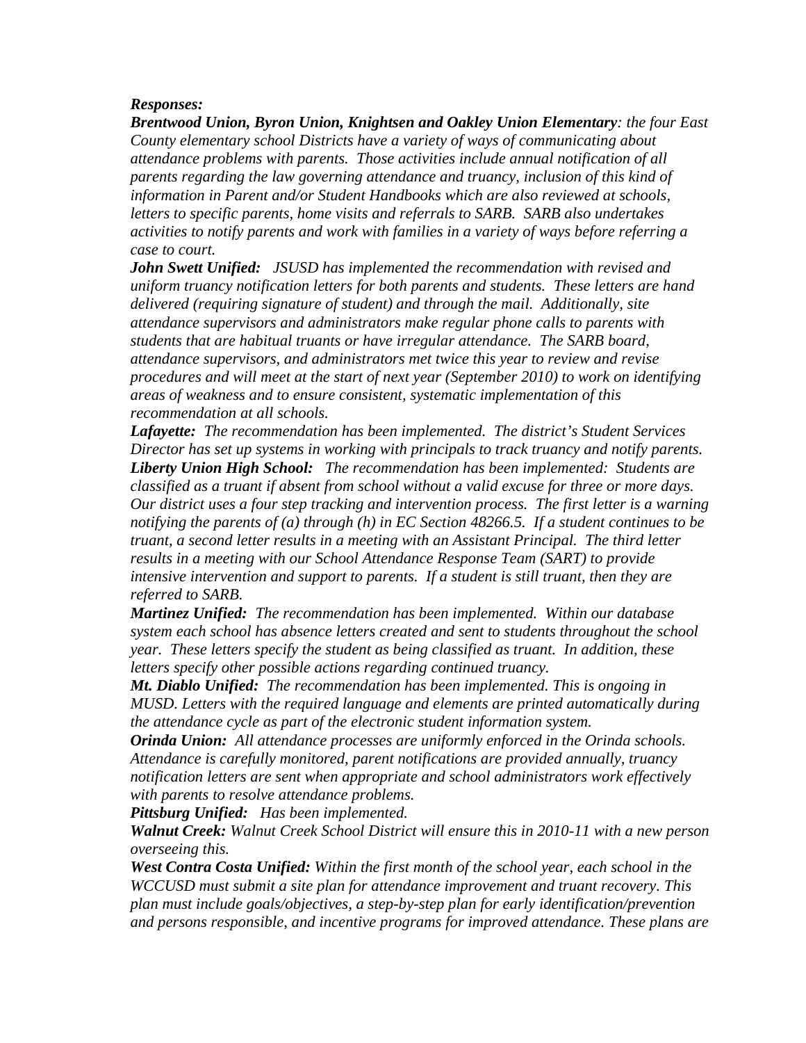***Responses:***

***Brentwood Union, Byron Union, Knightsen and Oakley Union Elementary**: the four East County elementary school Districts have a variety of ways of communicating about attendance problems with parents. Those activities include annual notification of all parents regarding the law governing attendance and truancy, inclusion of this kind of information in Parent and/or Student Handbooks which are also reviewed at schools, letters to specific parents, home visits and referrals to SARB. SARB also undertakes activities to notify parents and work with families in a variety of ways before referring a case to court.*

***John Swett Unified:** JSUSD has implemented the recommendation with revised and uniform truancy notification letters for both parents and students. These letters are hand delivered (requiring signature of student) and through the mail. Additionally, site attendance supervisors and administrators make regular phone calls to parents with students that are habitual truants or have irregular attendance. The SARB board, attendance supervisors, and administrators met twice this year to review and revise procedures and will meet at the start of next year (September 2010) to work on identifying areas of weakness and to ensure consistent, systematic implementation of this recommendation at all schools.*

***Lafayette:** The recommendation has been implemented. The district's Student Services Director has set up systems in working with principals to track truancy and notify parents.*

***Liberty Union High School:** The recommendation has been implemented: Students are classified as a truant if absent from school without a valid excuse for three or more days. Our district uses a four step tracking and intervention process. The first letter is a warning notifying the parents of (a) through (h) in EC Section 48266.5. If a student continues to be truant, a second letter results in a meeting with an Assistant Principal. The third letter results in a meeting with our School Attendance Response Team (SART) to provide intensive intervention and support to parents. If a student is still truant, then they are referred to SARB.*

***Martinez Unified:** The recommendation has been implemented. Within our database system each school has absence letters created and sent to students throughout the school year. These letters specify the student as being classified as truant. In addition, these letters specify other possible actions regarding continued truancy.*

***Mt. Diablo Unified:** The recommendation has been implemented. This is ongoing in MUSD. Letters with the required language and elements are printed automatically during the attendance cycle as part of the electronic student information system.*

***Orinda Union:** All attendance processes are uniformly enforced in the Orinda schools. Attendance is carefully monitored, parent notifications are provided annually, truancy notification letters are sent when appropriate and school administrators work effectively with parents to resolve attendance problems.*

***Pittsburg Unified:** Has been implemented.*

***Walnut Creek:** Walnut Creek School District will ensure this in 2010-11 with a new person overseeing this.*

***West Contra Costa Unified:** Within the first month of the school year, each school in the WCCUSD must submit a site plan for attendance improvement and truant recovery. This plan must include goals/objectives, a step-by-step plan for early identification/prevention and persons responsible, and incentive programs for improved attendance. These plans are*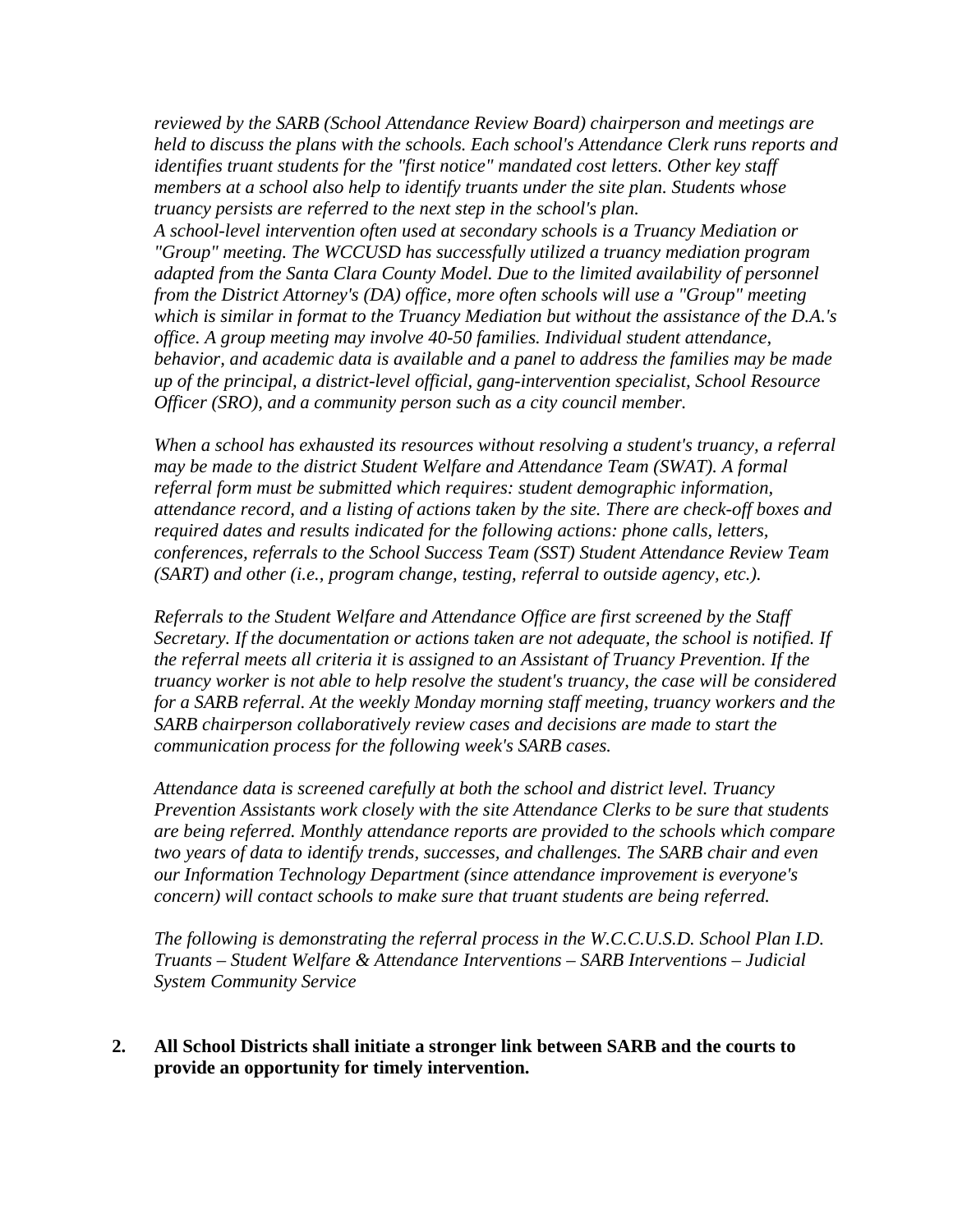*reviewed by the SARB (School Attendance Review Board) chairperson and meetings are held to discuss the plans with the schools. Each school's Attendance Clerk runs reports and identifies truant students for the "first notice" mandated cost letters. Other key staff members at a school also help to identify truants under the site plan. Students whose truancy persists are referred to the next step in the school's plan.*
*A school-level intervention often used at secondary schools is a Truancy Mediation or "Group" meeting. The WCCUSD has successfully utilized a truancy mediation program adapted from the Santa Clara County Model. Due to the limited availability of personnel from the District Attorney's (DA) office, more often schools will use a "Group" meeting which is similar in format to the Truancy Mediation but without the assistance of the D.A.'s office. A group meeting may involve 40-50 families. Individual student attendance, behavior, and academic data is available and a panel to address the families may be made up of the principal, a district-level official, gang-intervention specialist, School Resource Officer (SRO), and a community person such as a city council member.*

*When a school has exhausted its resources without resolving a student's truancy, a referral may be made to the district Student Welfare and Attendance Team (SWAT). A formal referral form must be submitted which requires: student demographic information, attendance record, and a listing of actions taken by the site. There are check-off boxes and required dates and results indicated for the following actions: phone calls, letters, conferences, referrals to the School Success Team (SST) Student Attendance Review Team (SART) and other (i.e., program change, testing, referral to outside agency, etc.).*

*Referrals to the Student Welfare and Attendance Office are first screened by the Staff Secretary. If the documentation or actions taken are not adequate, the school is notified. If the referral meets all criteria it is assigned to an Assistant of Truancy Prevention. If the truancy worker is not able to help resolve the student's truancy, the case will be considered for a SARB referral. At the weekly Monday morning staff meeting, truancy workers and the SARB chairperson collaboratively review cases and decisions are made to start the communication process for the following week's SARB cases.*

*Attendance data is screened carefully at both the school and district level. Truancy Prevention Assistants work closely with the site Attendance Clerks to be sure that students are being referred. Monthly attendance reports are provided to the schools which compare two years of data to identify trends, successes, and challenges. The SARB chair and even our Information Technology Department (since attendance improvement is everyone's concern) will contact schools to make sure that truant students are being referred.*

*The following is demonstrating the referral process in the W.C.C.U.S.D. School Plan I.D. Truants – Student Welfare & Attendance Interventions – SARB Interventions – Judicial System Community Service*

**2. All School Districts shall initiate a stronger link between SARB and the courts to provide an opportunity for timely intervention.**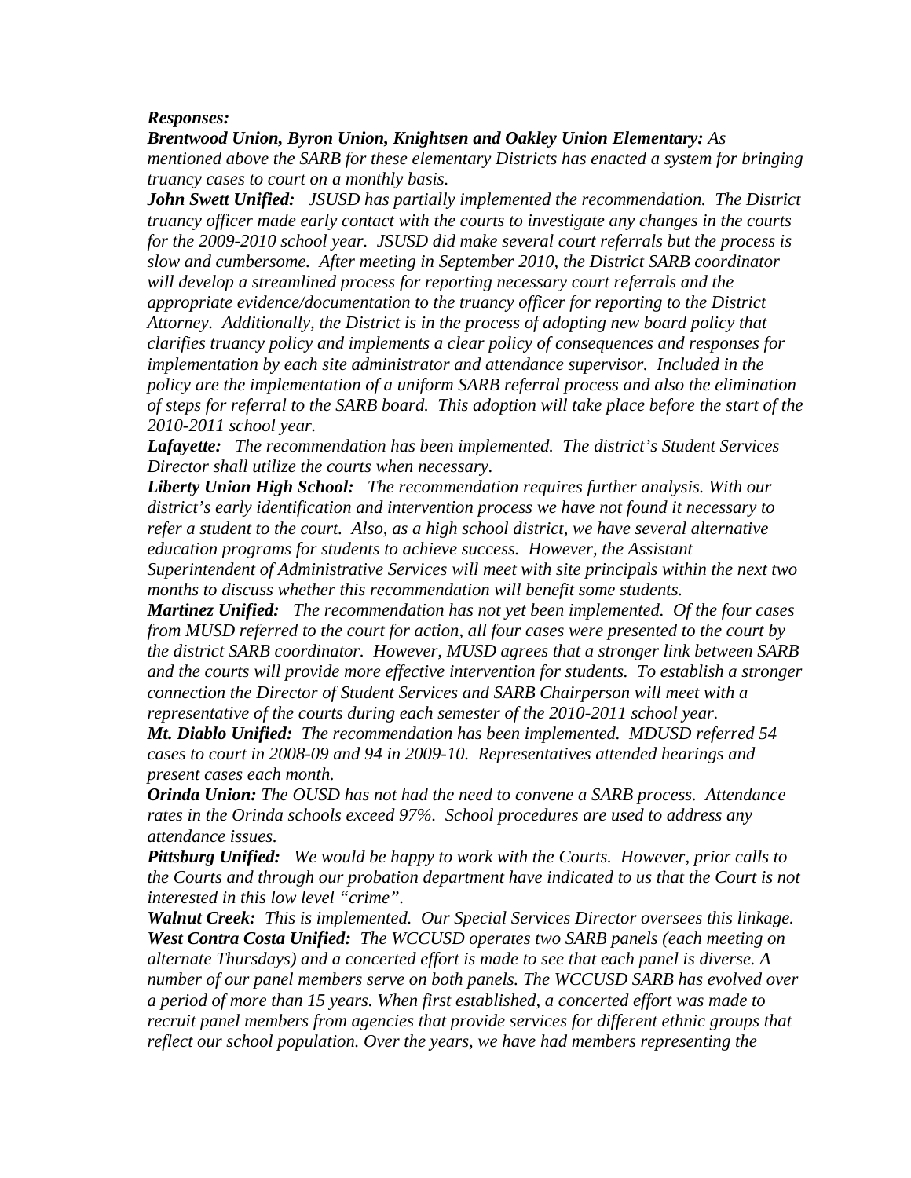***Responses:***

***Brentwood Union, Byron Union, Knightsen and Oakley Union Elementary:*** *As mentioned above the SARB for these elementary Districts has enacted a system for bringing truancy cases to court on a monthly basis.*

***John Swett Unified:*** *JSUSD has partially implemented the recommendation. The District truancy officer made early contact with the courts to investigate any changes in the courts for the 2009-2010 school year. JSUSD did make several court referrals but the process is slow and cumbersome. After meeting in September 2010, the District SARB coordinator will develop a streamlined process for reporting necessary court referrals and the appropriate evidence/documentation to the truancy officer for reporting to the District Attorney. Additionally, the District is in the process of adopting new board policy that clarifies truancy policy and implements a clear policy of consequences and responses for implementation by each site administrator and attendance supervisor. Included in the policy are the implementation of a uniform SARB referral process and also the elimination of steps for referral to the SARB board. This adoption will take place before the start of the 2010-2011 school year.*

***Lafayette:*** *The recommendation has been implemented. The district's Student Services Director shall utilize the courts when necessary.*

***Liberty Union High School:*** *The recommendation requires further analysis. With our district's early identification and intervention process we have not found it necessary to refer a student to the court. Also, as a high school district, we have several alternative education programs for students to achieve success. However, the Assistant Superintendent of Administrative Services will meet with site principals within the next two months to discuss whether this recommendation will benefit some students.*

***Martinez Unified:*** *The recommendation has not yet been implemented. Of the four cases from MUSD referred to the court for action, all four cases were presented to the court by the district SARB coordinator. However, MUSD agrees that a stronger link between SARB and the courts will provide more effective intervention for students. To establish a stronger connection the Director of Student Services and SARB Chairperson will meet with a representative of the courts during each semester of the 2010-2011 school year.*

***Mt. Diablo Unified:*** *The recommendation has been implemented. MDUSD referred 54 cases to court in 2008-09 and 94 in 2009-10. Representatives attended hearings and present cases each month.*

***Orinda Union:*** *The OUSD has not had the need to convene a SARB process. Attendance rates in the Orinda schools exceed 97%. School procedures are used to address any attendance issues.*

***Pittsburg Unified:*** *We would be happy to work with the Courts. However, prior calls to the Courts and through our probation department have indicated to us that the Court is not interested in this low level "crime".*

***Walnut Creek:*** *This is implemented. Our Special Services Director oversees this linkage.*

***West Contra Costa Unified:*** *The WCCUSD operates two SARB panels (each meeting on alternate Thursdays) and a concerted effort is made to see that each panel is diverse. A number of our panel members serve on both panels. The WCCUSD SARB has evolved over a period of more than 15 years. When first established, a concerted effort was made to recruit panel members from agencies that provide services for different ethnic groups that reflect our school population. Over the years, we have had members representing the*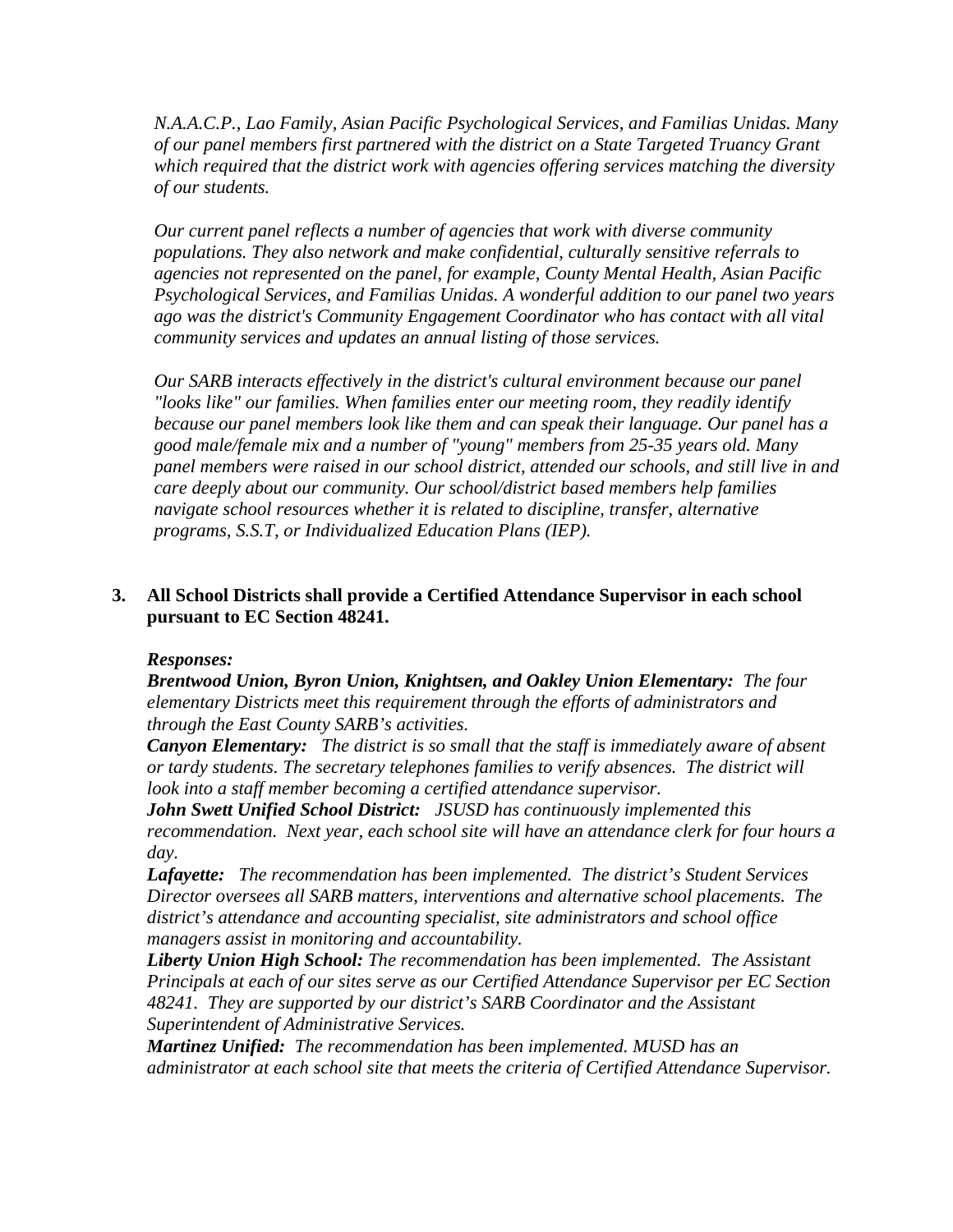*N.A.A.C.P., Lao Family, Asian Pacific Psychological Services, and Familias Unidas. Many of our panel members first partnered with the district on a State Targeted Truancy Grant which required that the district work with agencies offering services matching the diversity of our students.*

*Our current panel reflects a number of agencies that work with diverse community populations. They also network and make confidential, culturally sensitive referrals to agencies not represented on the panel, for example, County Mental Health, Asian Pacific Psychological Services, and Familias Unidas. A wonderful addition to our panel two years ago was the district's Community Engagement Coordinator who has contact with all vital community services and updates an annual listing of those services.*

*Our SARB interacts effectively in the district's cultural environment because our panel "looks like" our families. When families enter our meeting room, they readily identify because our panel members look like them and can speak their language. Our panel has a good male/female mix and a number of "young" members from 25-35 years old. Many panel members were raised in our school district, attended our schools, and still live in and care deeply about our community. Our school/district based members help families navigate school resources whether it is related to discipline, transfer, alternative programs, S.S.T, or Individualized Education Plans (IEP).*

**3. All School Districts shall provide a Certified Attendance Supervisor in each school pursuant to EC Section 48241.**

***Responses:***

***Brentwood Union, Byron Union, Knightsen, and Oakley Union Elementary:*** *The four elementary Districts meet this requirement through the efforts of administrators and through the East County SARB's activities.*

***Canyon Elementary:*** *The district is so small that the staff is immediately aware of absent or tardy students. The secretary telephones families to verify absences. The district will look into a staff member becoming a certified attendance supervisor.*

***John Swett Unified School District:*** *JSUSD has continuously implemented this recommendation. Next year, each school site will have an attendance clerk for four hours a day.*

***Lafayette:*** *The recommendation has been implemented. The district's Student Services Director oversees all SARB matters, interventions and alternative school placements. The district's attendance and accounting specialist, site administrators and school office managers assist in monitoring and accountability.*

***Liberty Union High School:*** *The recommendation has been implemented. The Assistant Principals at each of our sites serve as our Certified Attendance Supervisor per EC Section 48241. They are supported by our district's SARB Coordinator and the Assistant Superintendent of Administrative Services.*

***Martinez Unified:*** *The recommendation has been implemented. MUSD has an administrator at each school site that meets the criteria of Certified Attendance Supervisor.*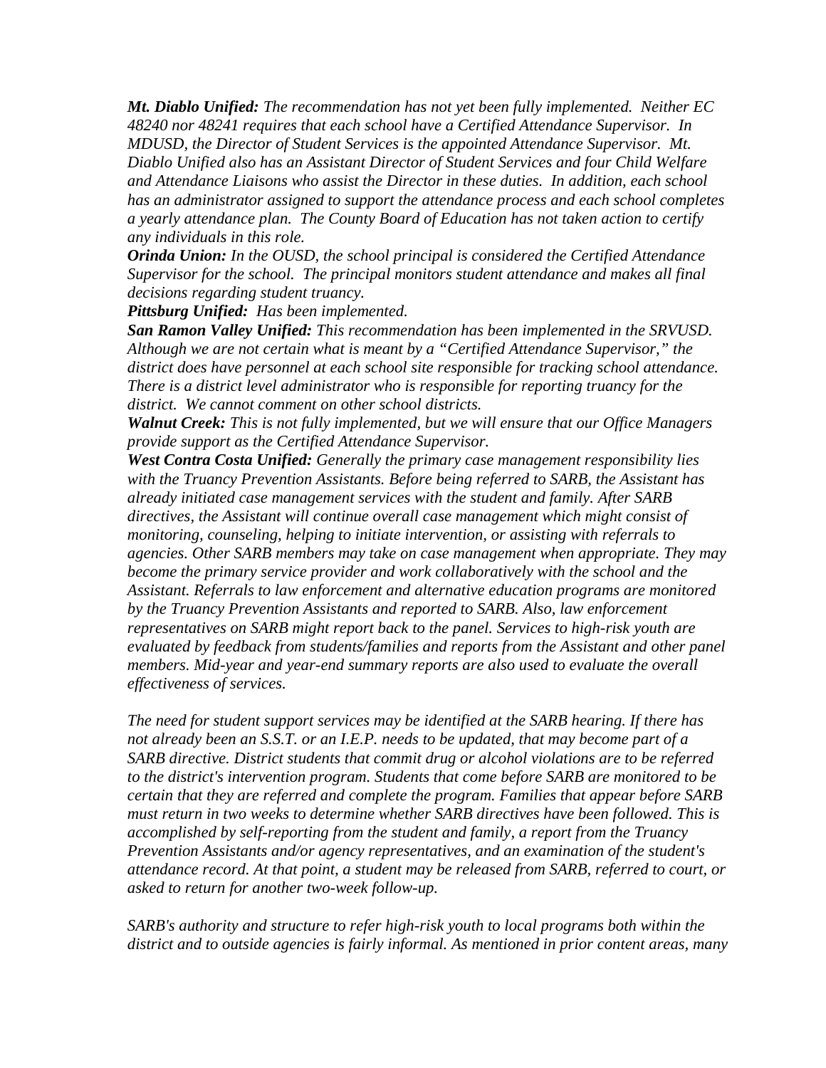***Mt. Diablo Unified:*** *The recommendation has not yet been fully implemented. Neither EC 48240 nor 48241 requires that each school have a Certified Attendance Supervisor. In MDUSD, the Director of Student Services is the appointed Attendance Supervisor. Mt. Diablo Unified also has an Assistant Director of Student Services and four Child Welfare and Attendance Liaisons who assist the Director in these duties. In addition, each school has an administrator assigned to support the attendance process and each school completes a yearly attendance plan. The County Board of Education has not taken action to certify any individuals in this role.*

***Orinda Union:*** *In the OUSD, the school principal is considered the Certified Attendance Supervisor for the school. The principal monitors student attendance and makes all final decisions regarding student truancy.*

***Pittsburg Unified:*** *Has been implemented.*

***San Ramon Valley Unified:*** *This recommendation has been implemented in the SRVUSD. Although we are not certain what is meant by a "Certified Attendance Supervisor," the district does have personnel at each school site responsible for tracking school attendance. There is a district level administrator who is responsible for reporting truancy for the district. We cannot comment on other school districts.*

***Walnut Creek:*** *This is not fully implemented, but we will ensure that our Office Managers provide support as the Certified Attendance Supervisor.*

***West Contra Costa Unified:*** *Generally the primary case management responsibility lies with the Truancy Prevention Assistants. Before being referred to SARB, the Assistant has already initiated case management services with the student and family. After SARB directives, the Assistant will continue overall case management which might consist of monitoring, counseling, helping to initiate intervention, or assisting with referrals to agencies. Other SARB members may take on case management when appropriate. They may become the primary service provider and work collaboratively with the school and the Assistant. Referrals to law enforcement and alternative education programs are monitored by the Truancy Prevention Assistants and reported to SARB. Also, law enforcement representatives on SARB might report back to the panel. Services to high-risk youth are evaluated by feedback from students/families and reports from the Assistant and other panel members. Mid-year and year-end summary reports are also used to evaluate the overall effectiveness of services.*

*The need for student support services may be identified at the SARB hearing. If there has not already been an S.S.T. or an I.E.P. needs to be updated, that may become part of a SARB directive. District students that commit drug or alcohol violations are to be referred to the district's intervention program. Students that come before SARB are monitored to be certain that they are referred and complete the program. Families that appear before SARB must return in two weeks to determine whether SARB directives have been followed. This is accomplished by self-reporting from the student and family, a report from the Truancy Prevention Assistants and/or agency representatives, and an examination of the student's attendance record. At that point, a student may be released from SARB, referred to court, or asked to return for another two-week follow-up.*

*SARB's authority and structure to refer high-risk youth to local programs both within the district and to outside agencies is fairly informal. As mentioned in prior content areas, many*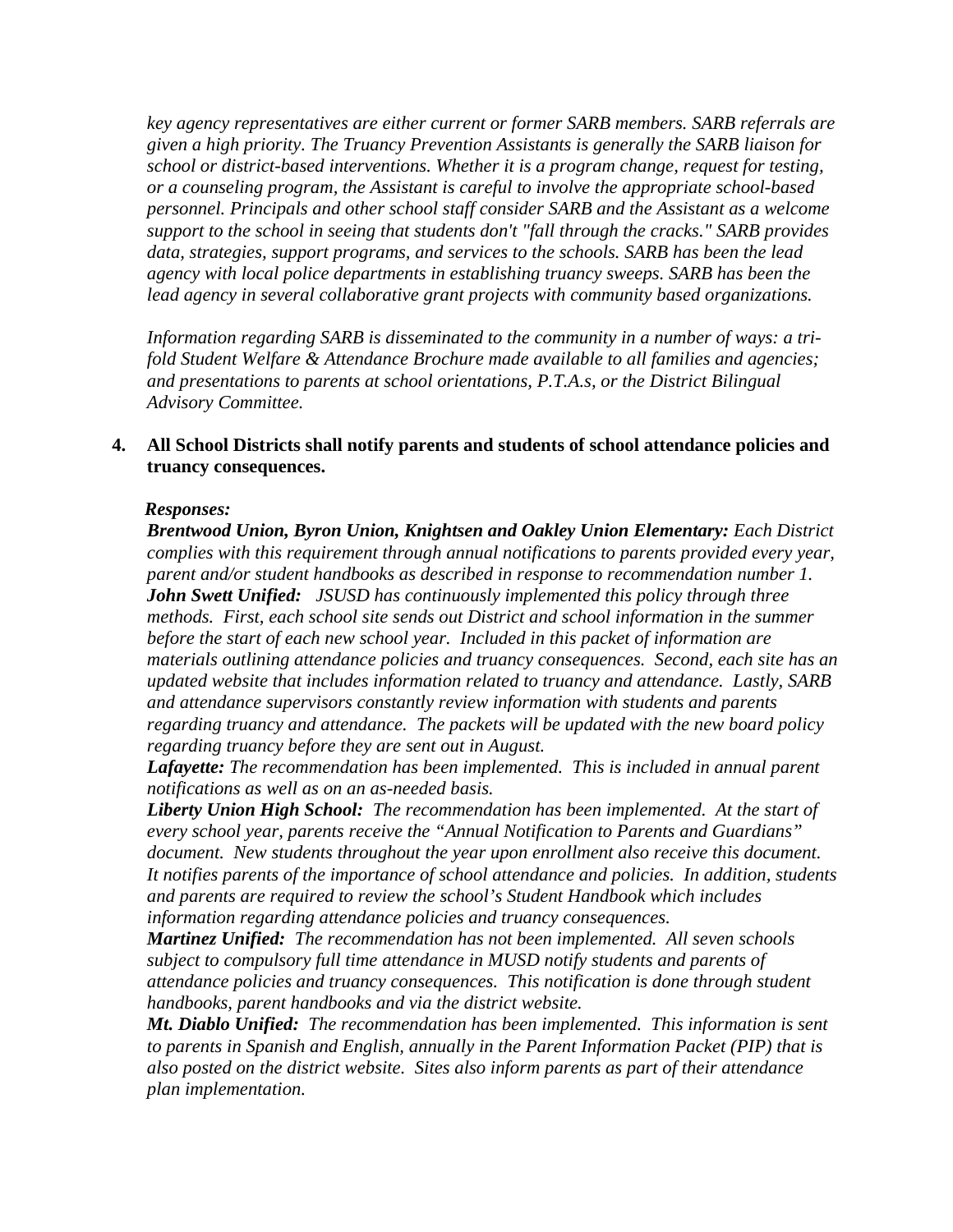*key agency representatives are either current or former SARB members. SARB referrals are given a high priority. The Truancy Prevention Assistants is generally the SARB liaison for school or district-based interventions. Whether it is a program change, request for testing, or a counseling program, the Assistant is careful to involve the appropriate school-based personnel. Principals and other school staff consider SARB and the Assistant as a welcome support to the school in seeing that students don't "fall through the cracks." SARB provides data, strategies, support programs, and services to the schools. SARB has been the lead agency with local police departments in establishing truancy sweeps. SARB has been the lead agency in several collaborative grant projects with community based organizations.*

*Information regarding SARB is disseminated to the community in a number of ways: a tri-fold Student Welfare & Attendance Brochure made available to all families and agencies; and presentations to parents at school orientations, P.T.A.s, or the District Bilingual Advisory Committee.*

**4. All School Districts shall notify parents and students of school attendance policies and truancy consequences.**

***Responses:***

***Brentwood Union, Byron Union, Knightsen and Oakley Union Elementary:*** *Each District complies with this requirement through annual notifications to parents provided every year, parent and/or student handbooks as described in response to recommendation number 1.*

***John Swett Unified:*** *JSUSD has continuously implemented this policy through three methods. First, each school site sends out District and school information in the summer before the start of each new school year. Included in this packet of information are materials outlining attendance policies and truancy consequences. Second, each site has an updated website that includes information related to truancy and attendance. Lastly, SARB and attendance supervisors constantly review information with students and parents regarding truancy and attendance. The packets will be updated with the new board policy regarding truancy before they are sent out in August.*

***Lafayette:*** *The recommendation has been implemented. This is included in annual parent notifications as well as on an as-needed basis.*

***Liberty Union High School:*** *The recommendation has been implemented. At the start of every school year, parents receive the "Annual Notification to Parents and Guardians" document. New students throughout the year upon enrollment also receive this document. It notifies parents of the importance of school attendance and policies. In addition, students and parents are required to review the school's Student Handbook which includes information regarding attendance policies and truancy consequences.*

***Martinez Unified:*** *The recommendation has not been implemented. All seven schools subject to compulsory full time attendance in MUSD notify students and parents of attendance policies and truancy consequences. This notification is done through student handbooks, parent handbooks and via the district website.*

***Mt. Diablo Unified:*** *The recommendation has been implemented. This information is sent to parents in Spanish and English, annually in the Parent Information Packet (PIP) that is also posted on the district website. Sites also inform parents as part of their attendance plan implementation.*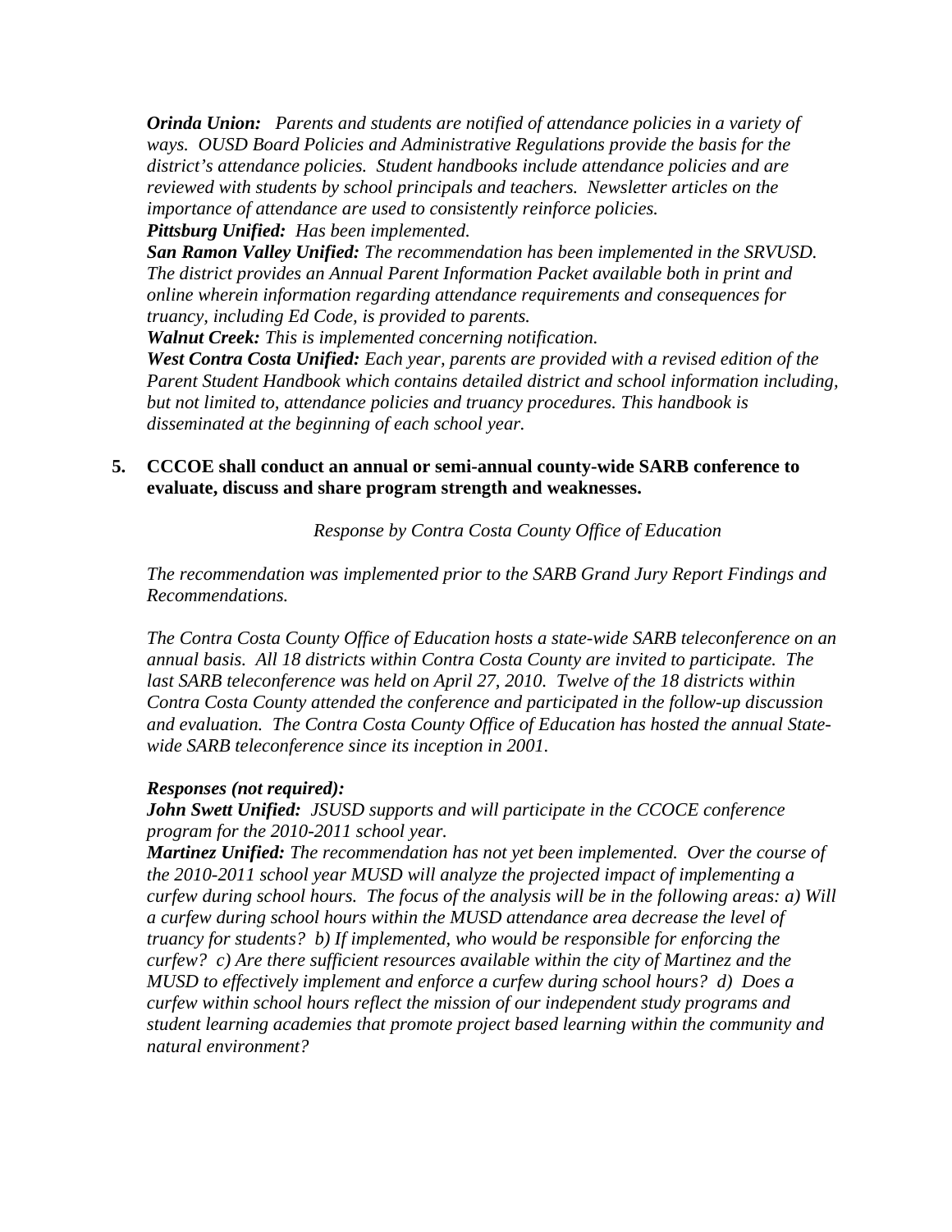***Orinda Union:*** *Parents and students are notified of attendance policies in a variety of ways. OUSD Board Policies and Administrative Regulations provide the basis for the district's attendance policies. Student handbooks include attendance policies and are reviewed with students by school principals and teachers. Newsletter articles on the importance of attendance are used to consistently reinforce policies.*
***Pittsburg Unified:*** *Has been implemented.*
***San Ramon Valley Unified:*** *The recommendation has been implemented in the SRVUSD. The district provides an Annual Parent Information Packet available both in print and online wherein information regarding attendance requirements and consequences for truancy, including Ed Code, is provided to parents.*
***Walnut Creek:*** *This is implemented concerning notification.*
***West Contra Costa Unified:*** *Each year, parents are provided with a revised edition of the Parent Student Handbook which contains detailed district and school information including, but not limited to, attendance policies and truancy procedures. This handbook is disseminated at the beginning of each school year.*

5. **CCCOE shall conduct an annual or semi-annual county-wide SARB conference to evaluate, discuss and share program strength and weaknesses.**

*Response by Contra Costa County Office of Education*

*The recommendation was implemented prior to the SARB Grand Jury Report Findings and Recommendations.*

*The Contra Costa County Office of Education hosts a state-wide SARB teleconference on an annual basis. All 18 districts within Contra Costa County are invited to participate. The last SARB teleconference was held on April 27, 2010. Twelve of the 18 districts within Contra Costa County attended the conference and participated in the follow-up discussion and evaluation. The Contra Costa County Office of Education has hosted the annual State-wide SARB teleconference since its inception in 2001.*

***Responses (not required):***
***John Swett Unified:*** *JSUSD supports and will participate in the CCOCE conference program for the 2010-2011 school year.*
***Martinez Unified:*** *The recommendation has not yet been implemented. Over the course of the 2010-2011 school year MUSD will analyze the projected impact of implementing a curfew during school hours. The focus of the analysis will be in the following areas: a) Will a curfew during school hours within the MUSD attendance area decrease the level of truancy for students? b) If implemented, who would be responsible for enforcing the curfew? c) Are there sufficient resources available within the city of Martinez and the MUSD to effectively implement and enforce a curfew during school hours? d) Does a curfew within school hours reflect the mission of our independent study programs and student learning academies that promote project based learning within the community and natural environment?*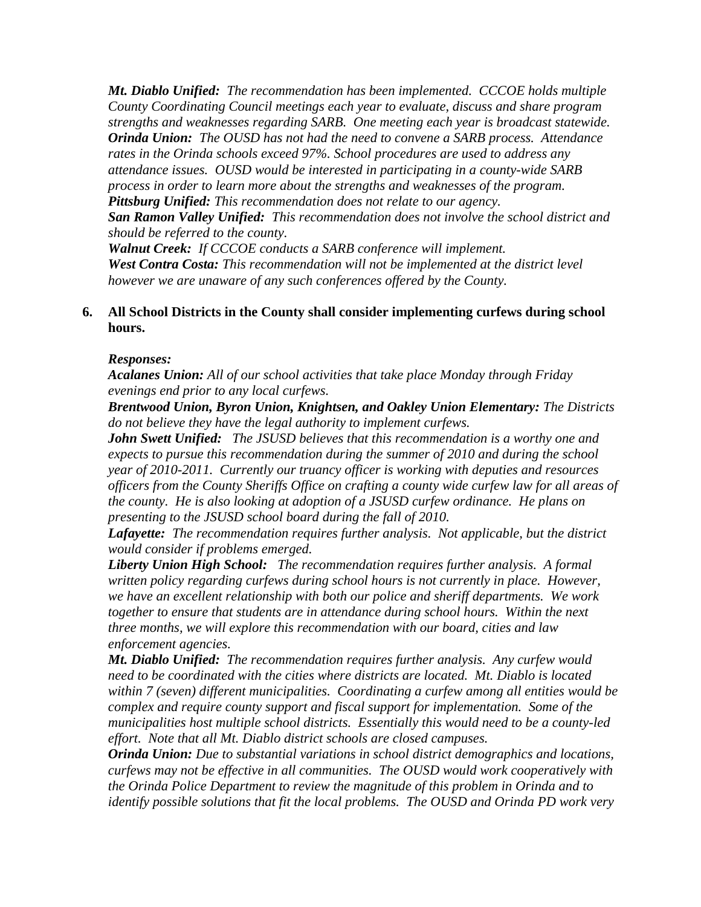***Mt. Diablo Unified:*** *The recommendation has been implemented. CCCOE holds multiple County Coordinating Council meetings each year to evaluate, discuss and share program strengths and weaknesses regarding SARB. One meeting each year is broadcast statewide.*
***Orinda Union:*** *The OUSD has not had the need to convene a SARB process. Attendance rates in the Orinda schools exceed 97%. School procedures are used to address any attendance issues. OUSD would be interested in participating in a county-wide SARB process in order to learn more about the strengths and weaknesses of the program.*
***Pittsburg Unified:*** *This recommendation does not relate to our agency.*
***San Ramon Valley Unified:*** *This recommendation does not involve the school district and should be referred to the county.*
***Walnut Creek:*** *If CCCOE conducts a SARB conference will implement.*
***West Contra Costa:*** *This recommendation will not be implemented at the district level however we are unaware of any such conferences offered by the County.*

6. **All School Districts in the County shall consider implementing curfews during school hours.**

***Responses:***
***Acalanes Union:*** *All of our school activities that take place Monday through Friday evenings end prior to any local curfews.*
***Brentwood Union, Byron Union, Knightsen, and Oakley Union Elementary:*** *The Districts do not believe they have the legal authority to implement curfews.*
***John Swett Unified:*** *The JSUSD believes that this recommendation is a worthy one and expects to pursue this recommendation during the summer of 2010 and during the school year of 2010-2011. Currently our truancy officer is working with deputies and resources officers from the County Sheriffs Office on crafting a county wide curfew law for all areas of the county. He is also looking at adoption of a JSUSD curfew ordinance. He plans on presenting to the JSUSD school board during the fall of 2010.*
***Lafayette:*** *The recommendation requires further analysis. Not applicable, but the district would consider if problems emerged.*
***Liberty Union High School:*** *The recommendation requires further analysis. A formal written policy regarding curfews during school hours is not currently in place. However, we have an excellent relationship with both our police and sheriff departments. We work together to ensure that students are in attendance during school hours. Within the next three months, we will explore this recommendation with our board, cities and law enforcement agencies.*
***Mt. Diablo Unified:*** *The recommendation requires further analysis. Any curfew would need to be coordinated with the cities where districts are located. Mt. Diablo is located within 7 (seven) different municipalities. Coordinating a curfew among all entities would be complex and require county support and fiscal support for implementation. Some of the municipalities host multiple school districts. Essentially this would need to be a county-led effort. Note that all Mt. Diablo district schools are closed campuses.*
***Orinda Union:*** *Due to substantial variations in school district demographics and locations, curfews may not be effective in all communities. The OUSD would work cooperatively with the Orinda Police Department to review the magnitude of this problem in Orinda and to identify possible solutions that fit the local problems. The OUSD and Orinda PD work very*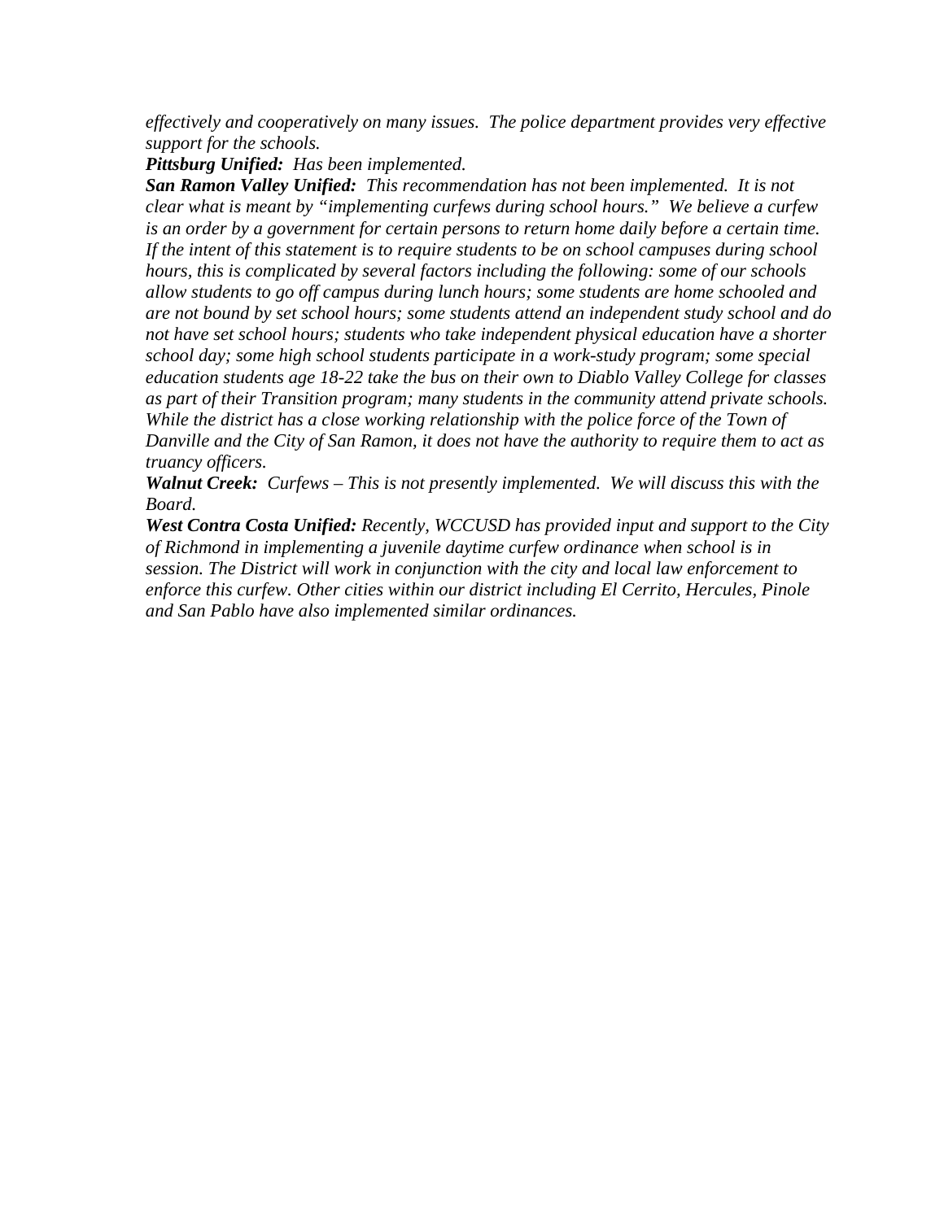*effectively and cooperatively on many issues. The police department provides very effective support for the schools.*

***Pittsburg Unified:*** *Has been implemented.*

***San Ramon Valley Unified:*** *This recommendation has not been implemented. It is not clear what is meant by "implementing curfews during school hours." We believe a curfew is an order by a government for certain persons to return home daily before a certain time. If the intent of this statement is to require students to be on school campuses during school hours, this is complicated by several factors including the following: some of our schools allow students to go off campus during lunch hours; some students are home schooled and are not bound by set school hours; some students attend an independent study school and do not have set school hours; students who take independent physical education have a shorter school day; some high school students participate in a work-study program; some special education students age 18-22 take the bus on their own to Diablo Valley College for classes as part of their Transition program; many students in the community attend private schools. While the district has a close working relationship with the police force of the Town of Danville and the City of San Ramon, it does not have the authority to require them to act as truancy officers.*

***Walnut Creek:*** *Curfews – This is not presently implemented. We will discuss this with the Board.*

***West Contra Costa Unified:*** *Recently, WCCUSD has provided input and support to the City of Richmond in implementing a juvenile daytime curfew ordinance when school is in session. The District will work in conjunction with the city and local law enforcement to enforce this curfew. Other cities within our district including El Cerrito, Hercules, Pinole and San Pablo have also implemented similar ordinances.*